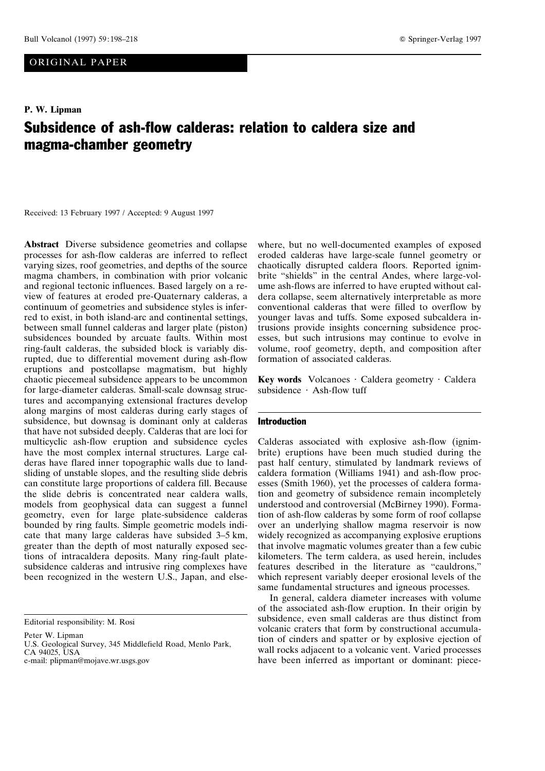ORIGINAL PAPER

**P. W. Lipman**

# Subsidence of ash-flow calderas: relation to caldera size and magma-chamber geometry

Received: 13 February 1997 / Accepted: 9 August 1997

**Abstract** Diverse subsidence geometries and collapse processes for ash-flow calderas are inferred to reflect varying sizes, roof geometries, and depths of the source magma chambers, in combination with prior volcanic and regional tectonic influences. Based largely on a review of features at eroded pre-Quaternary calderas, a continuum of geometries and subsidence styles is inferred to exist, in both island-arc and continental settings, between small funnel calderas and larger plate (piston) subsidences bounded by arcuate faults. Within most ring-fault calderas, the subsided block is variably disrupted, due to differential movement during ash-flow eruptions and postcollapse magmatism, but highly chaotic piecemeal subsidence appears to be uncommon for large-diameter calderas. Small-scale downsag structures and accompanying extensional fractures develop along margins of most calderas during early stages of subsidence, but downsag is dominant only at calderas that have not subsided deeply. Calderas that are loci for multicyclic ash-flow eruption and subsidence cycles have the most complex internal structures. Large calderas have flared inner topographic walls due to landsliding of unstable slopes, and the resulting slide debris can constitute large proportions of caldera fill. Because the slide debris is concentrated near caldera walls, models from geophysical data can suggest a funnel geometry, even for large plate-subsidence calderas bounded by ring faults. Simple geometric models indicate that many large calderas have subsided 3–5 km, greater than the depth of most naturally exposed sections of intracaldera deposits. Many ring-fault plate-subsidence calderas and intrusive ring complexes have been recognized in the western U.S., Japan, and elsewhere, but no well-documented examples of exposed eroded calderas have large-scale funnel geometry or chaotically disrupted caldera floors. Reported ignimbrite "shields" in the central Andes, where large-volume ash-flows are inferred to have erupted without caldera collapse, seem alternatively interpretable as more conventional calderas that were filled to overflow by younger lavas and tuffs. Some exposed subcaldera intrusions provide insights concerning subsidence processes, but such intrusions may continue to evolve in volume, roof geometry, depth, and composition after formation of associated calderas.

**Key words** Volcanoes · Caldera geometry · Caldera subsidence · Ash-flow tuff

## Introduction

Calderas associated with explosive ash-flow (ignimbrite) eruptions have been much studied during the past half century, stimulated by landmark reviews of caldera formation (Williams 1941) and ash-flow processes (Smith 1960), yet the processes of caldera formation and geometry of subsidence remain incompletely understood and controversial (McBirney 1990). Formation of ash-flow calderas by some form of roof collapse over an underlying shallow magma reservoir is now widely recognized as accompanying explosive eruptions that involve magmatic volumes greater than a few cubic kilometers. The term caldera, as used herein, includes features described in the literature as "cauldrons," which represent variably deeper erosional levels of the same fundamental structures and igneous processes.

In general, caldera diameter increases with volume of the associated ash-flow eruption. In their origin by subsidence, even small calderas are thus distinct from volcanic craters that form by constructional accumulation of cinders and spatter or by explosive ejection of wall rocks adjacent to a volcanic vent. Varied processes have been inferred as important or dominant: piece-

Editorial responsibility: M. Rosi

Peter W. Lipman
U.S. Geological Survey, 345 Middlefield Road, Menlo Park, CA 94025, USA
e-mail: plipman@mojave.wr.usgs.gov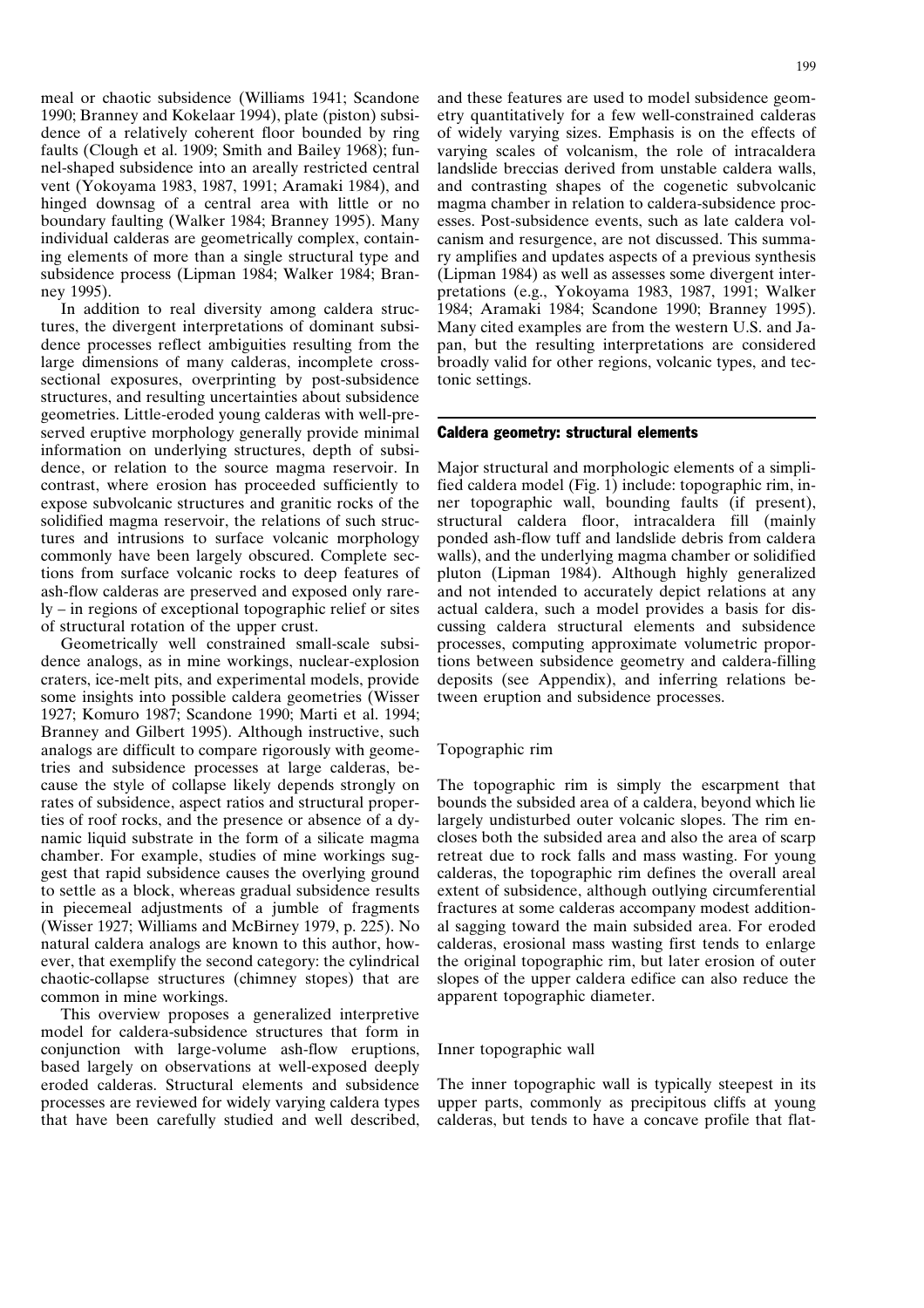meal or chaotic subsidence (Williams 1941; Scandone 1990; Branney and Kokelaar 1994), plate (piston) subsidence of a relatively coherent floor bounded by ring faults (Clough et al. 1909; Smith and Bailey 1968); funnel-shaped subsidence into an areally restricted central vent (Yokoyama 1983, 1987, 1991; Aramaki 1984), and hinged downsag of a central area with little or no boundary faulting (Walker 1984; Branney 1995). Many individual calderas are geometrically complex, containing elements of more than a single structural type and subsidence process (Lipman 1984; Walker 1984; Branney 1995).

In addition to real diversity among caldera structures, the divergent interpretations of dominant subsidence processes reflect ambiguities resulting from the large dimensions of many calderas, incomplete cross-sectional exposures, overprinting by post-subsidence structures, and resulting uncertainties about subsidence geometries. Little-eroded young calderas with well-preserved eruptive morphology generally provide minimal information on underlying structures, depth of subsidence, or relation to the source magma reservoir. In contrast, where erosion has proceeded sufficiently to expose subvolcanic structures and granitic rocks of the solidified magma reservoir, the relations of such structures and intrusions to surface volcanic morphology commonly have been largely obscured. Complete sections from surface volcanic rocks to deep features of ash-flow calderas are preserved and exposed only rarely – in regions of exceptional topographic relief or sites of structural rotation of the upper crust.

Geometrically well constrained small-scale subsidence analogs, as in mine workings, nuclear-explosion craters, ice-melt pits, and experimental models, provide some insights into possible caldera geometries (Wisser 1927; Komuro 1987; Scandone 1990; Marti et al. 1994; Branney and Gilbert 1995). Although instructive, such analogs are difficult to compare rigorously with geometries and subsidence processes at large calderas, because the style of collapse likely depends strongly on rates of subsidence, aspect ratios and structural properties of roof rocks, and the presence or absence of a dynamic liquid substrate in the form of a silicate magma chamber. For example, studies of mine workings suggest that rapid subsidence causes the overlying ground to settle as a block, whereas gradual subsidence results in piecemeal adjustments of a jumble of fragments (Wisser 1927; Williams and McBirney 1979, p. 225). No natural caldera analogs are known to this author, however, that exemplify the second category: the cylindrical chaotic-collapse structures (chimney stopes) that are common in mine workings.

This overview proposes a generalized interpretive model for caldera-subsidence structures that form in conjunction with large-volume ash-flow eruptions, based largely on observations at well-exposed deeply eroded calderas. Structural elements and subsidence processes are reviewed for widely varying caldera types that have been carefully studied and well described, and these features are used to model subsidence geometry quantitatively for a few well-constrained calderas of widely varying sizes. Emphasis is on the effects of varying scales of volcanism, the role of intracaldera landslide breccias derived from unstable caldera walls, and contrasting shapes of the cogenetic subvolcanic magma chamber in relation to caldera-subsidence processes. Post-subsidence events, such as late caldera volcanism and resurgence, are not discussed. This summary amplifies and updates aspects of a previous synthesis (Lipman 1984) as well as assesses some divergent interpretations (e.g., Yokoyama 1983, 1987, 1991; Walker 1984; Aramaki 1984; Scandone 1990; Branney 1995). Many cited examples are from the western U.S. and Japan, but the resulting interpretations are considered broadly valid for other regions, volcanic types, and tectonic settings.

## Caldera geometry: structural elements

Major structural and morphologic elements of a simplified caldera model (Fig. 1) include: topographic rim, inner topographic wall, bounding faults (if present), structural caldera floor, intracaldera fill (mainly ponded ash-flow tuff and landslide debris from caldera walls), and the underlying magma chamber or solidified pluton (Lipman 1984). Although highly generalized and not intended to accurately depict relations at any actual caldera, such a model provides a basis for discussing caldera structural elements and subsidence processes, computing approximate volumetric proportions between subsidence geometry and caldera-filling deposits (see Appendix), and inferring relations between eruption and subsidence processes.

### Topographic rim

The topographic rim is simply the escarpment that bounds the subsided area of a caldera, beyond which lie largely undisturbed outer volcanic slopes. The rim encloses both the subsided area and also the area of scarp retreat due to rock falls and mass wasting. For young calderas, the topographic rim defines the overall areal extent of subsidence, although outlying circumferential fractures at some calderas accompany modest additional sagging toward the main subsided area. For eroded calderas, erosional mass wasting first tends to enlarge the original topographic rim, but later erosion of outer slopes of the upper caldera edifice can also reduce the apparent topographic diameter.

### Inner topographic wall

The inner topographic wall is typically steepest in its upper parts, commonly as precipitous cliffs at young calderas, but tends to have a concave profile that flat-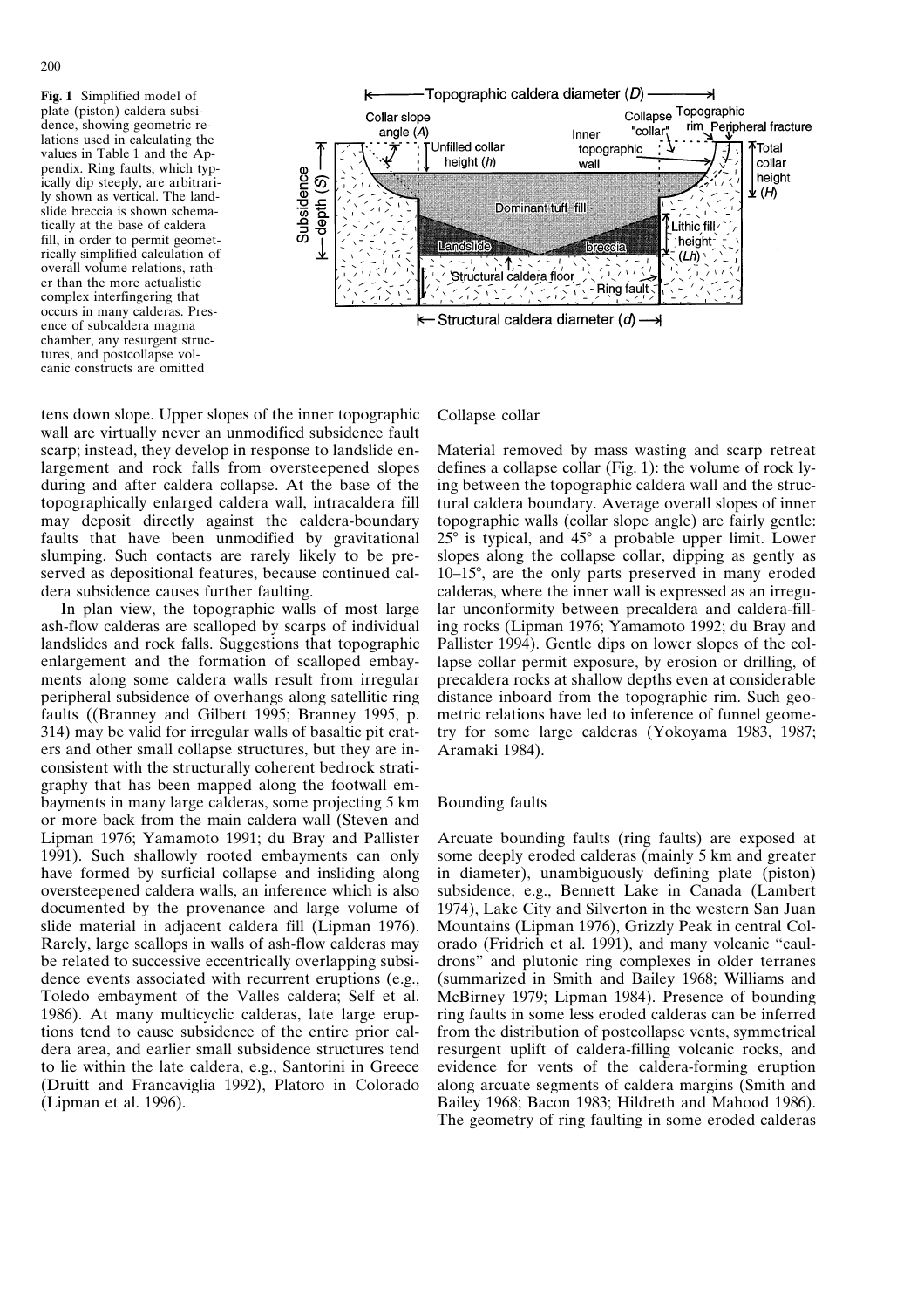**Fig. 1** Simplified model of plate (piston) caldera subsidence, showing geometric relations used in calculating the values in Table 1 and the Appendix. Ring faults, which typically dip steeply, are arbitrarily shown as vertical. The landslide breccia is shown schematically at the base of caldera fill, in order to permit geometrically simplified calculation of overall volume relations, rather than the more actualistic complex interfingering that occurs in many calderas. Presence of subcaldera magma chamber, any resurgent structures, and postcollapse volcanic constructs are omitted

tens down slope. Upper slopes of the inner topographic wall are virtually never an unmodified subsidence fault scarp; instead, they develop in response to landslide enlargement and rock falls from oversteepened slopes during and after caldera collapse. At the base of the topographically enlarged caldera wall, intracaldera fill may deposit directly against the caldera-boundary faults that have been unmodified by gravitational slumping. Such contacts are rarely likely to be preserved as depositional features, because continued caldera subsidence causes further faulting.

In plan view, the topographic walls of most large ash-flow calderas are scalloped by scarps of individual landslides and rock falls. Suggestions that topographic enlargement and the formation of scalloped embayments along some caldera walls result from irregular peripheral subsidence of overhangs along satellitic ring faults ((Branney and Gilbert 1995; Branney 1995, p. 314) may be valid for irregular walls of basaltic pit craters and other small collapse structures, but they are inconsistent with the structurally coherent bedrock stratigraphy that has been mapped along the footwall embayments in many large calderas, some projecting 5 km or more back from the main caldera wall (Steven and Lipman 1976; Yamamoto 1991; du Bray and Pallister 1991). Such shallowly rooted embayments can only have formed by surficial collapse and insliding along oversteepened caldera walls, an inference which is also documented by the provenance and large volume of slide material in adjacent caldera fill (Lipman 1976). Rarely, large scallops in walls of ash-flow calderas may be related to successive eccentrically overlapping subsidence events associated with recurrent eruptions (e.g., Toledo embayment of the Valles caldera; Self et al. 1986). At many multicyclic calderas, late large eruptions tend to cause subsidence of the entire prior caldera area, and earlier small subsidence structures tend to lie within the late caldera, e.g., Santorini in Greece (Druitt and Francaviglia 1992), Platoro in Colorado (Lipman et al. 1996).

Collapse collar

Material removed by mass wasting and scarp retreat defines a collapse collar (Fig. 1): the volume of rock lying between the topographic caldera wall and the structural caldera boundary. Average overall slopes of inner topographic walls (collar slope angle) are fairly gentle: 25° is typical, and 45° a probable upper limit. Lower slopes along the collapse collar, dipping as gently as 10–15°, are the only parts preserved in many eroded calderas, where the inner wall is expressed as an irregular unconformity between precaldera and caldera-filling rocks (Lipman 1976; Yamamoto 1992; du Bray and Pallister 1994). Gentle dips on lower slopes of the collapse collar permit exposure, by erosion or drilling, of precaldera rocks at shallow depths even at considerable distance inboard from the topographic rim. Such geometric relations have led to inference of funnel geometry for some large calderas (Yokoyama 1983, 1987; Aramaki 1984).

Bounding faults

Arcuate bounding faults (ring faults) are exposed at some deeply eroded calderas (mainly 5 km and greater in diameter), unambiguously defining plate (piston) subsidence, e.g., Bennett Lake in Canada (Lambert 1974), Lake City and Silverton in the western San Juan Mountains (Lipman 1976), Grizzly Peak in central Colorado (Fridrich et al. 1991), and many volcanic "cauldrons" and plutonic ring complexes in older terranes (summarized in Smith and Bailey 1968; Williams and McBirney 1979; Lipman 1984). Presence of bounding ring faults in some less eroded calderas can be inferred from the distribution of postcollapse vents, symmetrical resurgent uplift of caldera-filling volcanic rocks, and evidence for vents of the caldera-forming eruption along arcuate segments of caldera margins (Smith and Bailey 1968; Bacon 1983; Hildreth and Mahood 1986). The geometry of ring faulting in some eroded calderas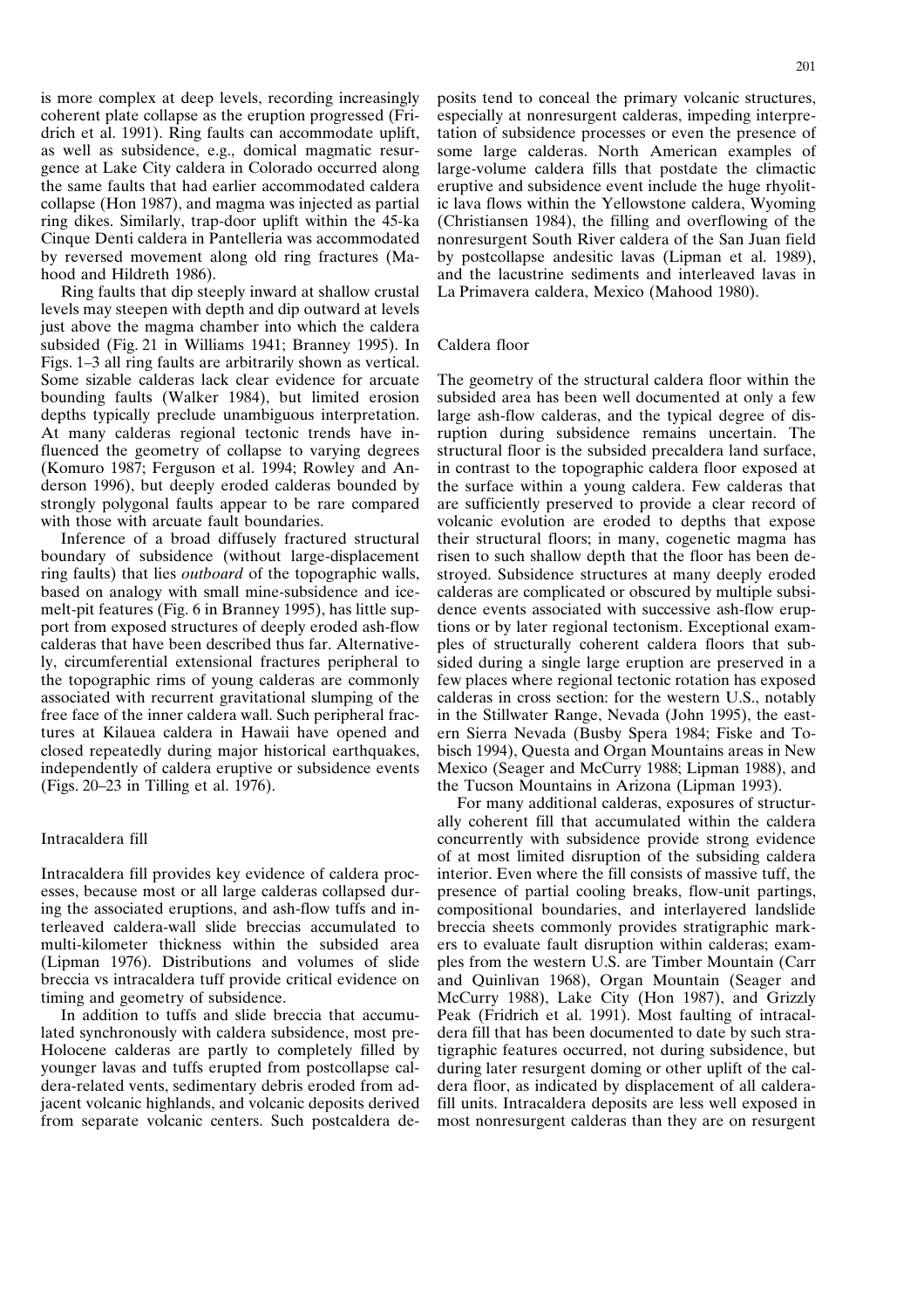is more complex at deep levels, recording increasingly coherent plate collapse as the eruption progressed (Fridrich et al. 1991). Ring faults can accommodate uplift, as well as subsidence, e.g., domical magmatic resurgence at Lake City caldera in Colorado occurred along the same faults that had earlier accommodated caldera collapse (Hon 1987), and magma was injected as partial ring dikes. Similarly, trap-door uplift within the 45-ka Cinque Denti caldera in Pantelleria was accommodated by reversed movement along old ring fractures (Mahood and Hildreth 1986).

Ring faults that dip steeply inward at shallow crustal levels may steepen with depth and dip outward at levels just above the magma chamber into which the caldera subsided (Fig. 21 in Williams 1941; Branney 1995). In Figs. 1–3 all ring faults are arbitrarily shown as vertical. Some sizable calderas lack clear evidence for arcuate bounding faults (Walker 1984), but limited erosion depths typically preclude unambiguous interpretation. At many calderas regional tectonic trends have influenced the geometry of collapse to varying degrees (Komuro 1987; Ferguson et al. 1994; Rowley and Anderson 1996), but deeply eroded calderas bounded by strongly polygonal faults appear to be rare compared with those with arcuate fault boundaries.

Inference of a broad diffusely fractured structural boundary of subsidence (without large-displacement ring faults) that lies *outboard* of the topographic walls, based on analogy with small mine-subsidence and ice-melt-pit features (Fig. 6 in Branney 1995), has little support from exposed structures of deeply eroded ash-flow calderas that have been described thus far. Alternatively, circumferential extensional fractures peripheral to the topographic rims of young calderas are commonly associated with recurrent gravitational slumping of the free face of the inner caldera wall. Such peripheral fractures at Kilauea caldera in Hawaii have opened and closed repeatedly during major historical earthquakes, independently of caldera eruptive or subsidence events (Figs. 20–23 in Tilling et al. 1976).

## Intracaldera fill

Intracaldera fill provides key evidence of caldera processes, because most or all large calderas collapsed during the associated eruptions, and ash-flow tuffs and interleaved caldera-wall slide breccias accumulated to multi-kilometer thickness within the subsided area (Lipman 1976). Distributions and volumes of slide breccia vs intracaldera tuff provide critical evidence on timing and geometry of subsidence.

In addition to tuffs and slide breccia that accumulated synchronously with caldera subsidence, most pre-Holocene calderas are partly to completely filled by younger lavas and tuffs erupted from postcollapse caldera-related vents, sedimentary debris eroded from adjacent volcanic highlands, and volcanic deposits derived from separate volcanic centers. Such postcaldera deposits tend to conceal the primary volcanic structures, especially at nonresurgent calderas, impeding interpretation of subsidence processes or even the presence of some large calderas. North American examples of large-volume caldera fills that postdate the climactic eruptive and subsidence event include the huge rhyolitic lava flows within the Yellowstone caldera, Wyoming (Christiansen 1984), the filling and overflowing of the nonresurgent South River caldera of the San Juan field by postcollapse andesitic lavas (Lipman et al. 1989), and the lacustrine sediments and interleaved lavas in La Primavera caldera, Mexico (Mahood 1980).

## Caldera floor

The geometry of the structural caldera floor within the subsided area has been well documented at only a few large ash-flow calderas, and the typical degree of disruption during subsidence remains uncertain. The structural floor is the subsided precaldera land surface, in contrast to the topographic caldera floor exposed at the surface within a young caldera. Few calderas that are sufficiently preserved to provide a clear record of volcanic evolution are eroded to depths that expose their structural floors; in many, cogenetic magma has risen to such shallow depth that the floor has been destroyed. Subsidence structures at many deeply eroded calderas are complicated or obscured by multiple subsidence events associated with successive ash-flow eruptions or by later regional tectonism. Exceptional examples of structurally coherent caldera floors that subsided during a single large eruption are preserved in a few places where regional tectonic rotation has exposed calderas in cross section: for the western U.S., notably in the Stillwater Range, Nevada (John 1995), the eastern Sierra Nevada (Busby Spera 1984; Fiske and Tobisch 1994), Questa and Organ Mountains areas in New Mexico (Seager and McCurry 1988; Lipman 1988), and the Tucson Mountains in Arizona (Lipman 1993).

For many additional calderas, exposures of structurally coherent fill that accumulated within the caldera concurrently with subsidence provide strong evidence of at most limited disruption of the subsiding caldera interior. Even where the fill consists of massive tuff, the presence of partial cooling breaks, flow-unit partings, compositional boundaries, and interlayered landslide breccia sheets commonly provides stratigraphic markers to evaluate fault disruption within calderas; examples from the western U.S. are Timber Mountain (Carr and Quinlivan 1968), Organ Mountain (Seager and McCurry 1988), Lake City (Hon 1987), and Grizzly Peak (Fridrich et al. 1991). Most faulting of intracaldera fill that has been documented to date by such stratigraphic features occurred, not during subsidence, but during later resurgent doming or other uplift of the caldera floor, as indicated by displacement of all caldera-fill units. Intracaldera deposits are less well exposed in most nonresurgent calderas than they are on resurgent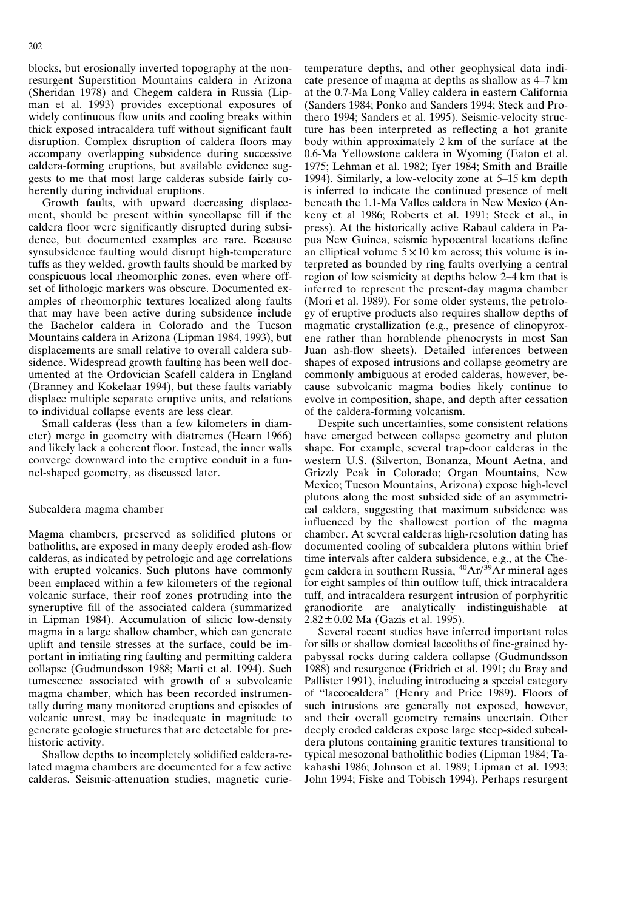blocks, but erosionally inverted topography at the non-resurgent Superstition Mountains caldera in Arizona (Sheridan 1978) and Chegem caldera in Russia (Lipman et al. 1993) provides exceptional exposures of widely continuous flow units and cooling breaks within thick exposed intracaldera tuff without significant fault disruption. Complex disruption of caldera floors may accompany overlapping subsidence during successive caldera-forming eruptions, but available evidence suggests to me that most large calderas subside fairly coherently during individual eruptions.

Growth faults, with upward decreasing displacement, should be present within syncollapse fill if the caldera floor were significantly disrupted during subsidence, but documented examples are rare. Because synsubsidence faulting would disrupt high-temperature tuffs as they welded, growth faults should be marked by conspicuous local rheomorphic zones, even where offset of lithologic markers was obscure. Documented examples of rheomorphic textures localized along faults that may have been active during subsidence include the Bachelor caldera in Colorado and the Tucson Mountains caldera in Arizona (Lipman 1984, 1993), but displacements are small relative to overall caldera subsidence. Widespread growth faulting has been well documented at the Ordovician Scafell caldera in England (Branney and Kokelaar 1994), but these faults variably displace multiple separate eruptive units, and relations to individual collapse events are less clear.

Small calderas (less than a few kilometers in diameter) merge in geometry with diatremes (Hearn 1966) and likely lack a coherent floor. Instead, the inner walls converge downward into the eruptive conduit in a funnel-shaped geometry, as discussed later.

## Subcaldera magma chamber

Magma chambers, preserved as solidified plutons or batholiths, are exposed in many deeply eroded ash-flow calderas, as indicated by petrologic and age correlations with erupted volcanics. Such plutons have commonly been emplaced within a few kilometers of the regional volcanic surface, their roof zones protruding into the syneruptive fill of the associated caldera (summarized in Lipman 1984). Accumulation of silicic low-density magma in a large shallow chamber, which can generate uplift and tensile stresses at the surface, could be important in initiating ring faulting and permitting caldera collapse (Gudmundsson 1988; Marti et al. 1994). Such tumescence associated with growth of a subvolcanic magma chamber, which has been recorded instrumentally during many monitored eruptions and episodes of volcanic unrest, may be inadequate in magnitude to generate geologic structures that are detectable for prehistoric activity.

Shallow depths to incompletely solidified caldera-related magma chambers are documented for a few active calderas. Seismic-attenuation studies, magnetic curie-temperature depths, and other geophysical data indicate presence of magma at depths as shallow as 4–7 km at the 0.7-Ma Long Valley caldera in eastern California (Sanders 1984; Ponko and Sanders 1994; Steck and Prothero 1994; Sanders et al. 1995). Seismic-velocity structure has been interpreted as reflecting a hot granite body within approximately 2 km of the surface at the 0.6-Ma Yellowstone caldera in Wyoming (Eaton et al. 1975; Lehman et al. 1982; Iyer 1984; Smith and Braille 1994). Similarly, a low-velocity zone at 5–15 km depth is inferred to indicate the continued presence of melt beneath the 1.1-Ma Valles caldera in New Mexico (Ankeny et al 1986; Roberts et al. 1991; Steck et al., in press). At the historically active Rabaul caldera in Papua New Guinea, seismic hypocentral locations define an elliptical volume $5 \times 10$ km across; this volume is interpreted as bounded by ring faults overlying a central region of low seismicity at depths below 2–4 km that is inferred to represent the present-day magma chamber (Mori et al. 1989). For some older systems, the petrology of eruptive products also requires shallow depths of magmatic crystallization (e.g., presence of clinopyroxene rather than hornblende phenocrysts in most San Juan ash-flow sheets). Detailed inferences between shapes of exposed intrusions and collapse geometry are commonly ambiguous at eroded calderas, however, because subvolcanic magma bodies likely continue to evolve in composition, shape, and depth after cessation of the caldera-forming volcanism.

Despite such uncertainties, some consistent relations have emerged between collapse geometry and pluton shape. For example, several trap-door calderas in the western U.S. (Silverton, Bonanza, Mount Aetna, and Grizzly Peak in Colorado; Organ Mountains, New Mexico; Tucson Mountains, Arizona) expose high-level plutons along the most subsided side of an asymmetrical caldera, suggesting that maximum subsidence was influenced by the shallowest portion of the magma chamber. At several calderas high-resolution dating has documented cooling of subcaldera plutons within brief time intervals after caldera subsidence, e.g., at the Chegem caldera in southern Russia, $^{40}Ar/^{39}Ar$ mineral ages for eight samples of thin outflow tuff, thick intracaldera tuff, and intracaldera resurgent intrusion of porphyritic granodiorite are analytically indistinguishable at $2.82 \pm 0.02$ Ma (Gazis et al. 1995).

Several recent studies have inferred important roles for sills or shallow domical laccoliths of fine-grained hypabyssal rocks during caldera collapse (Gudmundsson 1988) and resurgence (Fridrich et al. 1991; du Bray and Pallister 1991), including introducing a special category of "laccocaldera" (Henry and Price 1989). Floors of such intrusions are generally not exposed, however, and their overall geometry remains uncertain. Other deeply eroded calderas expose large steep-sided subcaldera plutons containing granitic textures transitional to typical mesozonal batholithic bodies (Lipman 1984; Takahashi 1986; Johnson et al. 1989; Lipman et al. 1993; John 1994; Fiske and Tobisch 1994). Perhaps resurgent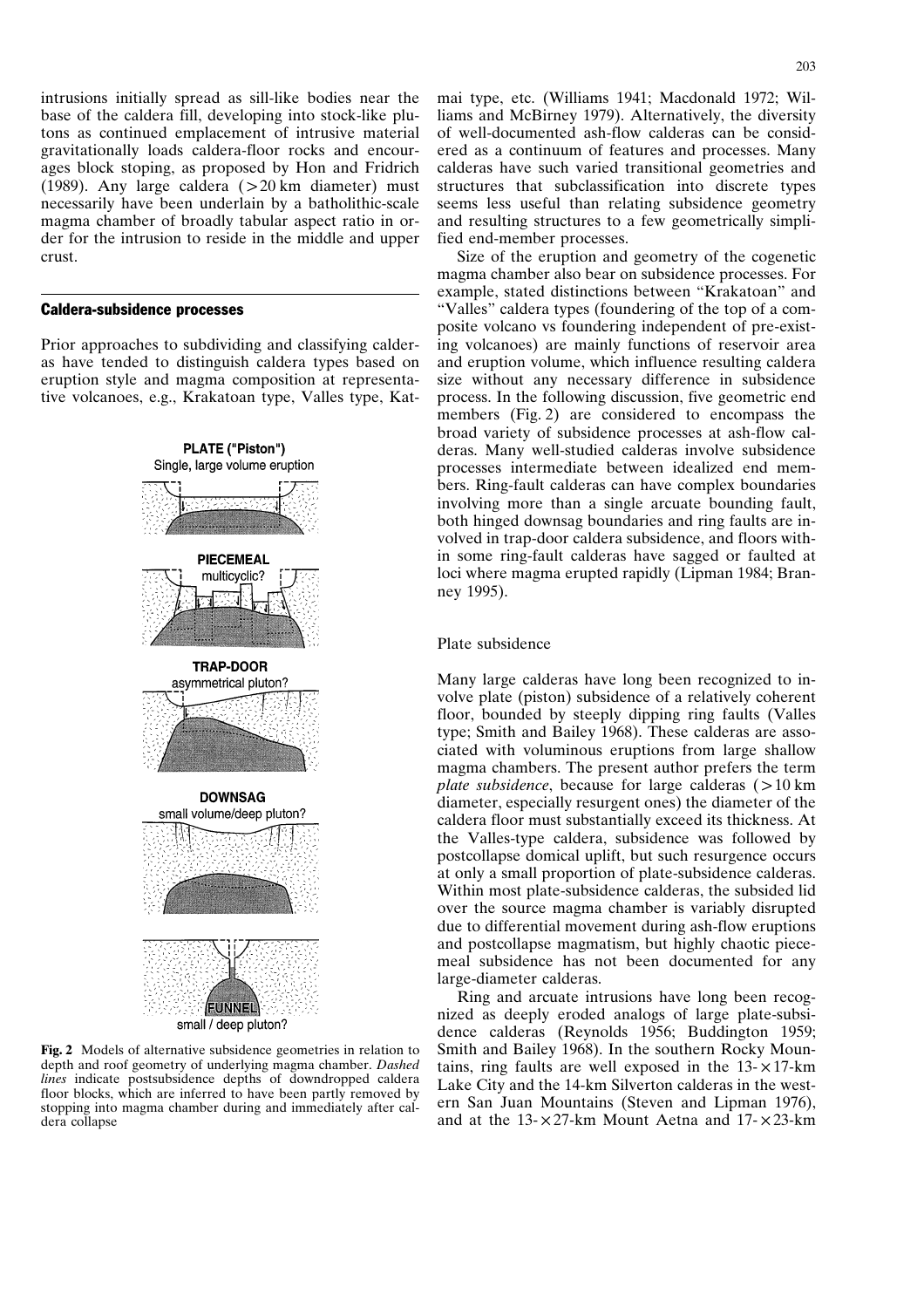intrusions initially spread as sill-like bodies near the base of the caldera fill, developing into stock-like plutons as continued emplacement of intrusive material gravitationally loads caldera-floor rocks and encourages block stoping, as proposed by Hon and Fridrich (1989). Any large caldera (>20 km diameter) must necessarily have been underlain by a batholithic-scale magma chamber of broadly tabular aspect ratio in order for the intrusion to reside in the middle and upper crust.

## Caldera-subsidence processes

Prior approaches to subdividing and classifying calderas have tended to distinguish caldera types based on eruption style and magma composition at representative volcanoes, e.g., Krakatoan type, Valles type, Katmai type, etc. (Williams 1941; Macdonald 1972; Williams and McBirney 1979). Alternatively, the diversity of well-documented ash-flow calderas can be considered as a continuum of features and processes. Many calderas have such varied transitional geometries and structures that subclassification into discrete types seems less useful than relating subsidence geometry and resulting structures to a few geometrically simplified end-member processes.

Size of the eruption and geometry of the cogenetic magma chamber also bear on subsidence processes. For example, stated distinctions between "Krakatoan" and "Valles" caldera types (foundering of the top of a composite volcano vs foundering independent of pre-existing volcanoes) are mainly functions of reservoir area and eruption volume, which influence resulting caldera size without any necessary difference in subsidence process. In the following discussion, five geometric end members (Fig. 2) are considered to encompass the broad variety of subsidence processes at ash-flow calderas. Many well-studied calderas involve subsidence processes intermediate between idealized end members. Ring-fault calderas can have complex boundaries involving more than a single arcuate bounding fault, both hinged downsag boundaries and ring faults are involved in trap-door caldera subsidence, and floors within some ring-fault calderas have sagged or faulted at loci where magma erupted rapidly (Lipman 1984; Branney 1995).

PLATE ("Piston") Single, large volume eruption

PIECEMEAL multicyclic?

TRAP-DOOR asymmetrical pluton?

DOWNSAG small volume/deep pluton?

FUNNEL small / deep pluton?

**Fig. 2** Models of alternative subsidence geometries in relation to depth and roof geometry of underlying magma chamber. *Dashed lines* indicate postsubsidence depths of downdropped caldera floor blocks, which are inferred to have been partly removed by stopping into magma chamber during and immediately after caldera collapse

### Plate subsidence

Many large calderas have long been recognized to involve plate (piston) subsidence of a relatively coherent floor, bounded by steeply dipping ring faults (Valles type; Smith and Bailey 1968). These calderas are associated with voluminous eruptions from large shallow magma chambers. The present author prefers the term *plate subsidence*, because for large calderas (>10 km diameter, especially resurgent ones) the diameter of the caldera floor must substantially exceed its thickness. At the Valles-type caldera, subsidence was followed by postcollapse domical uplift, but such resurgence occurs at only a small proportion of plate-subsidence calderas. Within most plate-subsidence calderas, the subsided lid over the source magma chamber is variably disrupted due to differential movement during ash-flow eruptions and postcollapse magmatism, but highly chaotic piecemeal subsidence has not been documented for any large-diameter calderas.

Ring and arcuate intrusions have long been recognized as deeply eroded analogs of large plate-subsidence calderas (Reynolds 1956; Buddington 1959; Smith and Bailey 1968). In the southern Rocky Mountains, ring faults are well exposed in the 13-×17-km Lake City and the 14-km Silverton calderas in the western San Juan Mountains (Steven and Lipman 1976), and at the 13-×27-km Mount Aetna and 17-×23-km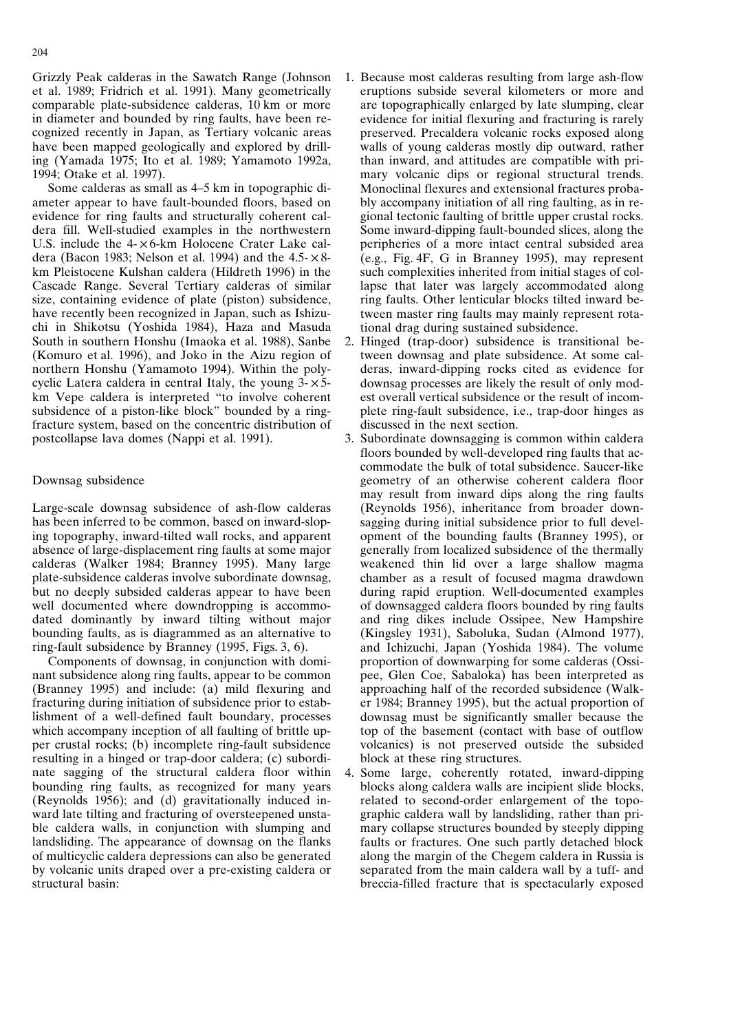Grizzly Peak calderas in the Sawatch Range (Johnson et al. 1989; Fridrich et al. 1991). Many geometrically comparable plate-subsidence calderas, 10 km or more in diameter and bounded by ring faults, have been recognized recently in Japan, as Tertiary volcanic areas have been mapped geologically and explored by drilling (Yamada 1975; Ito et al. 1989; Yamamoto 1992a, 1994; Otake et al. 1997).

Some calderas as small as 4–5 km in topographic diameter appear to have fault-bounded floors, based on evidence for ring faults and structurally coherent caldera fill. Well-studied examples in the northwestern U.S. include the 4-×6-km Holocene Crater Lake caldera (Bacon 1983; Nelson et al. 1994) and the 4.5-×8-km Pleistocene Kulshan caldera (Hildreth 1996) in the Cascade Range. Several Tertiary calderas of similar size, containing evidence of plate (piston) subsidence, have recently been recognized in Japan, such as Ishizuchi in Shikotsu (Yoshida 1984), Haza and Masuda South in southern Honshu (Imaoka et al. 1988), Sanbe (Komuro et al. 1996), and Joko in the Aizu region of northern Honshu (Yamamoto 1994). Within the polycyclic Latera caldera in central Italy, the young 3-×5-km Vepe caldera is interpreted "to involve coherent subsidence of a piston-like block" bounded by a ring-fracture system, based on the concentric distribution of postcollapse lava domes (Nappi et al. 1991).

## Downsag subsidence

Large-scale downsag subsidence of ash-flow calderas has been inferred to be common, based on inward-sloping topography, inward-tilted wall rocks, and apparent absence of large-displacement ring faults at some major calderas (Walker 1984; Branney 1995). Many large plate-subsidence calderas involve subordinate downsag, but no deeply subsided calderas appear to have been well documented where downdropping is accommodated dominantly by inward tilting without major bounding faults, as is diagrammed as an alternative to ring-fault subsidence by Branney (1995, Figs. 3, 6).

Components of downsag, in conjunction with dominant subsidence along ring faults, appear to be common (Branney 1995) and include: (a) mild flexuring and fracturing during initiation of subsidence prior to establishment of a well-defined fault boundary, processes which accompany inception of all faulting of brittle upper crustal rocks; (b) incomplete ring-fault subsidence resulting in a hinged or trap-door caldera; (c) subordinate sagging of the structural caldera floor within bounding ring faults, as recognized for many years (Reynolds 1956); and (d) gravitationally induced inward late tilting and fracturing of oversteepened unstable caldera walls, in conjunction with slumping and landsliding. The appearance of downsag on the flanks of multicyclic caldera depressions can also be generated by volcanic units draped over a pre-existing caldera or structural basin:

1. Because most calderas resulting from large ash-flow eruptions subside several kilometers or more and are topographically enlarged by late slumping, clear evidence for initial flexuring and fracturing is rarely preserved. Precaldera volcanic rocks exposed along walls of young calderas mostly dip outward, rather than inward, and attitudes are compatible with primary volcanic dips or regional structural trends. Monoclinal flexures and extensional fractures probably accompany initiation of all ring faulting, as in regional tectonic faulting of brittle upper crustal rocks. Some inward-dipping fault-bounded slices, along the peripheries of a more intact central subsided area (e.g., Fig. 4F, G in Branney 1995), may represent such complexities inherited from initial stages of collapse that later was largely accommodated along ring faults. Other lenticular blocks tilted inward between master ring faults may mainly represent rotational drag during sustained subsidence.
2. Hinged (trap-door) subsidence is transitional between downsag and plate subsidence. At some calderas, inward-dipping rocks cited as evidence for downsag processes are likely the result of only modest overall vertical subsidence or the result of incomplete ring-fault subsidence, i.e., trap-door hinges as discussed in the next section.
3. Subordinate downsagging is common within caldera floors bounded by well-developed ring faults that accommodate the bulk of total subsidence. Saucer-like geometry of an otherwise coherent caldera floor may result from inward dips along the ring faults (Reynolds 1956), inheritance from broader downsagging during initial subsidence prior to full development of the bounding faults (Branney 1995), or generally from localized subsidence of the thermally weakened thin lid over a large shallow magma chamber as a result of focused magma drawdown during rapid eruption. Well-documented examples of downsagged caldera floors bounded by ring faults and ring dikes include Ossipee, New Hampshire (Kingsley 1931), Saboluka, Sudan (Almond 1977), and Ichizuchi, Japan (Yoshida 1984). The volume proportion of downwarping for some calderas (Ossipee, Glen Coe, Sabaloka) has been interpreted as approaching half of the recorded subsidence (Walker 1984; Branney 1995), but the actual proportion of downsag must be significantly smaller because the top of the basement (contact with base of outflow volcanics) is not preserved outside the subsided block at these ring structures.
4. Some large, coherently rotated, inward-dipping blocks along caldera walls are incipient slide blocks, related to second-order enlargement of the topographic caldera wall by landsliding, rather than primary collapse structures bounded by steeply dipping faults or fractures. One such partly detached block along the margin of the Chegem caldera in Russia is separated from the main caldera wall by a tuff- and breccia-filled fracture that is spectacularly exposed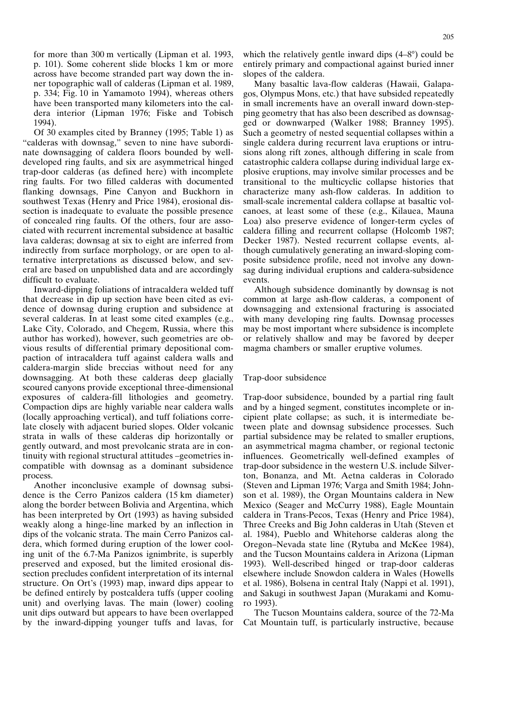for more than 300 m vertically (Lipman et al. 1993, p. 101). Some coherent slide blocks 1 km or more across have become stranded part way down the inner topographic wall of calderas (Lipman et al. 1989, p. 334; Fig. 10 in Yamamoto 1994), whereas others have been transported many kilometers into the caldera interior (Lipman 1976; Fiske and Tobisch 1994).

Of 30 examples cited by Branney (1995; Table 1) as "calderas with downsag," seven to nine have subordinate downsagging of caldera floors bounded by well-developed ring faults, and six are asymmetrical hinged trap-door calderas (as defined here) with incomplete ring faults. For two filled calderas with documented flanking downsags, Pine Canyon and Buckhorn in southwest Texas (Henry and Price 1984), erosional dissection is inadequate to evaluate the possible presence of concealed ring faults. Of the others, four are associated with recurrent incremental subsidence at basaltic lava calderas; downsag at six to eight are inferred from indirectly from surface morphology, or are open to alternative interpretations as discussed below, and several are based on unpublished data and are accordingly difficult to evaluate.

Inward-dipping foliations of intracaldera welded tuff that decrease in dip up section have been cited as evidence of downsag during eruption and subsidence at several calderas. In at least some cited examples (e.g., Lake City, Colorado, and Chegem, Russia, where this author has worked), however, such geometries are obvious results of differential primary depositional compaction of intracaldera tuff against caldera walls and caldera-margin slide breccias without need for any downsagging. At both these calderas deep glacially scoured canyons provide exceptional three-dimensional exposures of caldera-fill lithologies and geometry. Compaction dips are highly variable near caldera walls (locally approaching vertical), and tuff foliations correlate closely with adjacent buried slopes. Older volcanic strata in walls of these calderas dip horizontally or gently outward, and most prevolcanic strata are in continuity with regional structural attitudes –geometries incompatible with downsag as a dominant subsidence process.

Another inconclusive example of downsag subsidence is the Cerro Panizos caldera (15 km diameter) along the border between Bolivia and Argentina, which has been interpreted by Ort (1993) as having subsided weakly along a hinge-line marked by an inflection in dips of the volcanic strata. The main Cerro Panizos caldera, which formed during eruption of the lower cooling unit of the 6.7-Ma Panizos ignimbrite, is superbly preserved and exposed, but the limited erosional dissection precludes confident interpretation of its internal structure. On Ort's (1993) map, inward dips appear to be defined entirely by postcaldera tuffs (upper cooling unit) and overlying lavas. The main (lower) cooling unit dips outward but appears to have been overlapped by the inward-dipping younger tuffs and lavas, for which the relatively gentle inward dips (4–8°) could be entirely primary and compactional against buried inner slopes of the caldera.

Many basaltic lava-flow calderas (Hawaii, Galapagos, Olympus Mons, etc.) that have subsided repeatedly in small increments have an overall inward down-stepping geometry that has also been described as downsagged or downwarped (Walker 1988; Branney 1995). Such a geometry of nested sequential collapses within a single caldera during recurrent lava eruptions or intrusions along rift zones, although differing in scale from catastrophic caldera collapse during individual large explosive eruptions, may involve similar processes and be transitional to the multicyclic collapse histories that characterize many ash-flow calderas. In addition to small-scale incremental caldera collapse at basaltic volcanoes, at least some of these (e.g., Kilauea, Mauna Loa) also preserve evidence of longer-term cycles of caldera filling and recurrent collapse (Holcomb 1987; Decker 1987). Nested recurrent collapse events, although cumulatively generating an inward-sloping composite subsidence profile, need not involve any downsag during individual eruptions and caldera-subsidence events.

Although subsidence dominantly by downsag is not common at large ash-flow calderas, a component of downsagging and extensional fracturing is associated with many developing ring faults. Downsag processes may be most important where subsidence is incomplete or relatively shallow and may be favored by deeper magma chambers or smaller eruptive volumes.

## Trap-door subsidence

Trap-door subsidence, bounded by a partial ring fault and by a hinged segment, constitutes incomplete or incipient plate collapse; as such, it is intermediate between plate and downsag subsidence processes. Such partial subsidence may be related to smaller eruptions, an asymmetrical magma chamber, or regional tectonic influences. Geometrically well-defined examples of trap-door subsidence in the western U.S. include Silverton, Bonanza, and Mt. Aetna calderas in Colorado (Steven and Lipman 1976; Varga and Smith 1984; Johnson et al. 1989), the Organ Mountains caldera in New Mexico (Seager and McCurry 1988), Eagle Mountain caldera in Trans-Pecos, Texas (Henry and Price 1984), Three Creeks and Big John calderas in Utah (Steven et al. 1984), Pueblo and Whitehorse calderas along the Oregon–Nevada state line (Rytuba and McKee 1984), and the Tucson Mountains caldera in Arizona (Lipman 1993). Well-described hinged or trap-door calderas elsewhere include Snowdon caldera in Wales (Howells et al. 1986), Bolsena in central Italy (Nappi et al. 1991), and Sakugi in southwest Japan (Murakami and Komuro 1993).

The Tucson Mountains caldera, source of the 72-Ma Cat Mountain tuff, is particularly instructive, because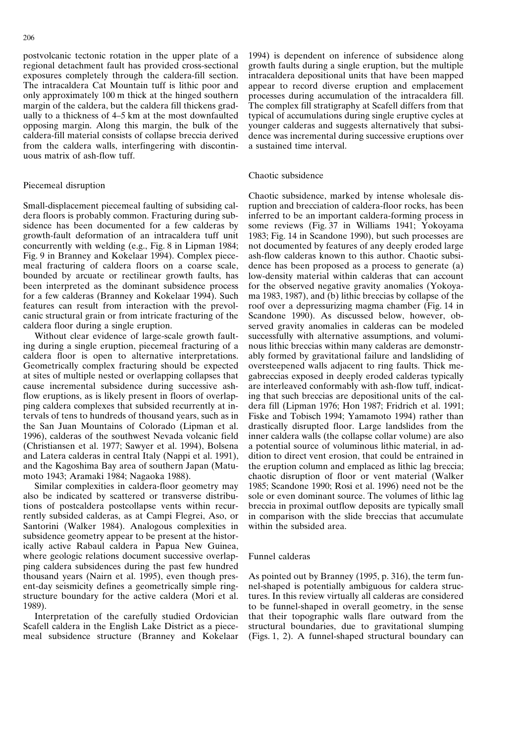postvolcanic tectonic rotation in the upper plate of a regional detachment fault has provided cross-sectional exposures completely through the caldera-fill section. The intracaldera Cat Mountain tuff is lithic poor and only approximately 100 m thick at the hinged southern margin of the caldera, but the caldera fill thickens gradually to a thickness of 4–5 km at the most downfaulted opposing margin. Along this margin, the bulk of the caldera-fill material consists of collapse breccia derived from the caldera walls, interfingering with discontinuous matrix of ash-flow tuff.

## Piecemeal disruption

Small-displacement piecemeal faulting of subsiding caldera floors is probably common. Fracturing during subsidence has been documented for a few calderas by growth-fault deformation of an intracaldera tuff unit concurrently with welding (e.g., Fig. 8 in Lipman 1984; Fig. 9 in Branney and Kokelaar 1994). Complex piecemeal fracturing of caldera floors on a coarse scale, bounded by arcuate or rectilinear growth faults, has been interpreted as the dominant subsidence process for a few calderas (Branney and Kokelaar 1994). Such features can result from interaction with the prevolcanic structural grain or from intricate fracturing of the caldera floor during a single eruption.

Without clear evidence of large-scale growth faulting during a single eruption, piecemeal fracturing of a caldera floor is open to alternative interpretations. Geometrically complex fracturing should be expected at sites of multiple nested or overlapping collapses that cause incremental subsidence during successive ash-flow eruptions, as is likely present in floors of overlapping caldera complexes that subsided recurrently at intervals of tens to hundreds of thousand years, such as in the San Juan Mountains of Colorado (Lipman et al. 1996), calderas of the southwest Nevada volcanic field (Christiansen et al. 1977; Sawyer et al. 1994), Bolsena and Latera calderas in central Italy (Nappi et al. 1991), and the Kagoshima Bay area of southern Japan (Matumoto 1943; Aramaki 1984; Nagaoka 1988).

Similar complexities in caldera-floor geometry may also be indicated by scattered or transverse distributions of postcaldera postcollapse vents within recurrently subsided calderas, as at Campi Flegrei, Aso, or Santorini (Walker 1984). Analogous complexities in subsidence geometry appear to be present at the historically active Rabaul caldera in Papua New Guinea, where geologic relations document successive overlapping caldera subsidences during the past few hundred thousand years (Nairn et al. 1995), even though present-day seismicity defines a geometrically simple ring-structure boundary for the active caldera (Mori et al. 1989).

Interpretation of the carefully studied Ordovician Scafell caldera in the English Lake District as a piecemeal subsidence structure (Branney and Kokelaar 1994) is dependent on inference of subsidence along growth faults during a single eruption, but the multiple intracaldera depositional units that have been mapped appear to record diverse eruption and emplacement processes during accumulation of the intracaldera fill. The complex fill stratigraphy at Scafell differs from that typical of accumulations during single eruptive cycles at younger calderas and suggests alternatively that subsidence was incremental during successive eruptions over a sustained time interval.

## Chaotic subsidence

Chaotic subsidence, marked by intense wholesale disruption and brecciation of caldera-floor rocks, has been inferred to be an important caldera-forming process in some reviews (Fig. 37 in Williams 1941; Yokoyama 1983; Fig. 14 in Scandone 1990), but such processes are not documented by features of any deeply eroded large ash-flow calderas known to this author. Chaotic subsidence has been proposed as a process to generate (a) low-density material within calderas that can account for the observed negative gravity anomalies (Yokoyama 1983, 1987), and (b) lithic breccias by collapse of the roof over a depressurizing magma chamber (Fig. 14 in Scandone 1990). As discussed below, however, observed gravity anomalies in calderas can be modeled successfully with alternative assumptions, and voluminous lithic breccias within many calderas are demonstrably formed by gravitational failure and landsliding of oversteepened walls adjacent to ring faults. Thick megabreccias exposed in deeply eroded calderas typically are interleaved conformably with ash-flow tuff, indicating that such breccias are depositional units of the caldera fill (Lipman 1976; Hon 1987; Fridrich et al. 1991; Fiske and Tobisch 1994; Yamamoto 1994) rather than drastically disrupted floor. Large landslides from the inner caldera walls (the collapse collar volume) are also a potential source of voluminous lithic material, in addition to direct vent erosion, that could be entrained in the eruption column and emplaced as lithic lag breccia; chaotic disruption of floor or vent material (Walker 1985; Scandone 1990; Rosi et al. 1996) need not be the sole or even dominant source. The volumes of lithic lag breccia in proximal outflow deposits are typically small in comparison with the slide breccias that accumulate within the subsided area.

## Funnel calderas

As pointed out by Branney (1995, p. 316), the term funnel-shaped is potentially ambiguous for caldera structures. In this review virtually all calderas are considered to be funnel-shaped in overall geometry, in the sense that their topographic walls flare outward from the structural boundaries, due to gravitational slumping (Figs. 1, 2). A funnel-shaped structural boundary can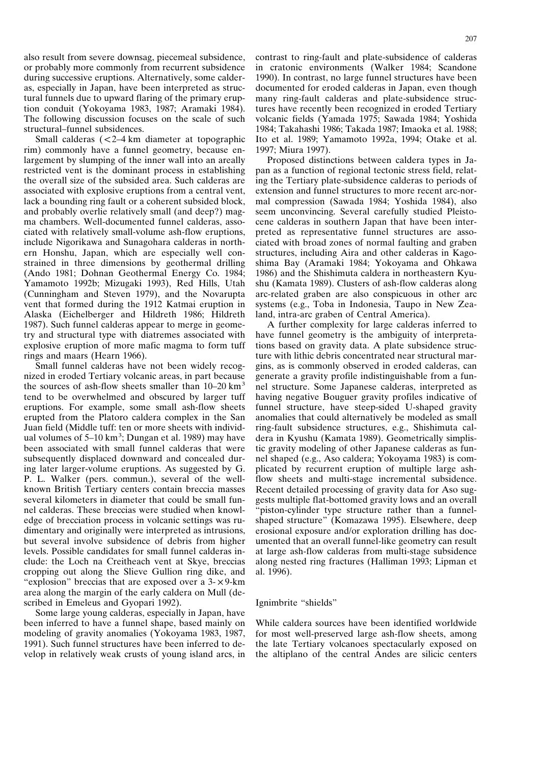also result from severe downsag, piecemeal subsidence, or probably more commonly from recurrent subsidence during successive eruptions. Alternatively, some calderas, especially in Japan, have been interpreted as structural funnels due to upward flaring of the primary eruption conduit (Yokoyama 1983, 1987; Aramaki 1984). The following discussion focuses on the scale of such structural–funnel subsidences.

Small calderas (<2–4 km diameter at topographic rim) commonly have a funnel geometry, because enlargement by slumping of the inner wall into an areally restricted vent is the dominant process in establishing the overall size of the subsided area. Such calderas are associated with explosive eruptions from a central vent, lack a bounding ring fault or a coherent subsided block, and probably overlie relatively small (and deep?) magma chambers. Well-documented funnel calderas, associated with relatively small-volume ash-flow eruptions, include Nigorikawa and Sunagohara calderas in northern Honshu, Japan, which are especially well constrained in three dimensions by geothermal drilling (Ando 1981; Dohnan Geothermal Energy Co. 1984; Yamamoto 1992b; Mizugaki 1993), Red Hills, Utah (Cunningham and Steven 1979), and the Novarupta vent that formed during the 1912 Katmai eruption in Alaska (Eichelberger and Hildreth 1986; Hildreth 1987). Such funnel calderas appear to merge in geometry and structural type with diatremes associated with explosive eruption of more mafic magma to form tuff rings and maars (Hearn 1966).

Small funnel calderas have not been widely recognized in eroded Tertiary volcanic areas, in part because the sources of ash-flow sheets smaller than 10–20 $km^3$ tend to be overwhelmed and obscured by larger tuff eruptions. For example, some small ash-flow sheets erupted from the Platoro caldera complex in the San Juan field (Middle tuff: ten or more sheets with individual volumes of 5–10 $km^3$; Dungan et al. 1989) may have been associated with small funnel calderas that were subsequently displaced downward and concealed during later larger-volume eruptions. As suggested by G. P. L. Walker (pers. commun.), several of the well-known British Tertiary centers contain breccia masses several kilometers in diameter that could be small funnel calderas. These breccias were studied when knowledge of brecciation process in volcanic settings was rudimentary and originally were interpreted as intrusions, but several involve subsidence of debris from higher levels. Possible candidates for small funnel calderas include: the Loch na Creitheach vent at Skye, breccias cropping out along the Slieve Gullion ring dike, and "explosion" breccias that are exposed over a 3- × 9-km area along the margin of the early caldera on Mull (described in Emeleus and Gyopari 1992).

Some large young calderas, especially in Japan, have been inferred to have a funnel shape, based mainly on modeling of gravity anomalies (Yokoyama 1983, 1987, 1991). Such funnel structures have been inferred to develop in relatively weak crusts of young island arcs, in contrast to ring-fault and plate-subsidence of calderas in cratonic environments (Walker 1984; Scandone 1990). In contrast, no large funnel structures have been documented for eroded calderas in Japan, even though many ring-fault calderas and plate-subsidence structures have recently been recognized in eroded Tertiary volcanic fields (Yamada 1975; Sawada 1984; Yoshida 1984; Takahashi 1986; Takada 1987; Imaoka et al. 1988; Ito et al. 1989; Yamamoto 1992a, 1994; Otake et al. 1997; Miura 1997).

Proposed distinctions between caldera types in Japan as a function of regional tectonic stress field, relating the Tertiary plate-subsidence calderas to periods of extension and funnel structures to more recent arc-normal compression (Sawada 1984; Yoshida 1984), also seem unconvincing. Several carefully studied Pleistocene calderas in southern Japan that have been interpreted as representative funnel structures are associated with broad zones of normal faulting and graben structures, including Aira and other calderas in Kagoshima Bay (Aramaki 1984; Yokoyama and Ohkawa 1986) and the Shishimuta caldera in northeastern Kyushu (Kamata 1989). Clusters of ash-flow calderas along arc-related graben are also conspicuous in other arc systems (e.g., Toba in Indonesia, Taupo in New Zealand, intra-arc graben of Central America).

A further complexity for large calderas inferred to have funnel geometry is the ambiguity of interpretations based on gravity data. A plate subsidence structure with lithic debris concentrated near structural margins, as is commonly observed in eroded calderas, can generate a gravity profile indistinguishable from a funnel structure. Some Japanese calderas, interpreted as having negative Bouguer gravity profiles indicative of funnel structure, have steep-sided U-shaped gravity anomalies that could alternatively be modeled as small ring-fault subsidence structures, e.g., Shishimuta caldera in Kyushu (Kamata 1989). Geometrically simplistic gravity modeling of other Japanese calderas as funnel shaped (e.g., Aso caldera; Yokoyama 1983) is complicated by recurrent eruption of multiple large ash-flow sheets and multi-stage incremental subsidence. Recent detailed processing of gravity data for Aso suggests multiple flat-bottomed gravity lows and an overall "piston-cylinder type structure rather than a funnel-shaped structure" (Komazawa 1995). Elsewhere, deep erosional exposure and/or exploration drilling has documented that an overall funnel-like geometry can result at large ash-flow calderas from multi-stage subsidence along nested ring fractures (Halliman 1993; Lipman et al. 1996).

## Ignimbrite "shields"

While caldera sources have been identified worldwide for most well-preserved large ash-flow sheets, among the late Tertiary volcanoes spectacularly exposed on the altiplano of the central Andes are silicic centers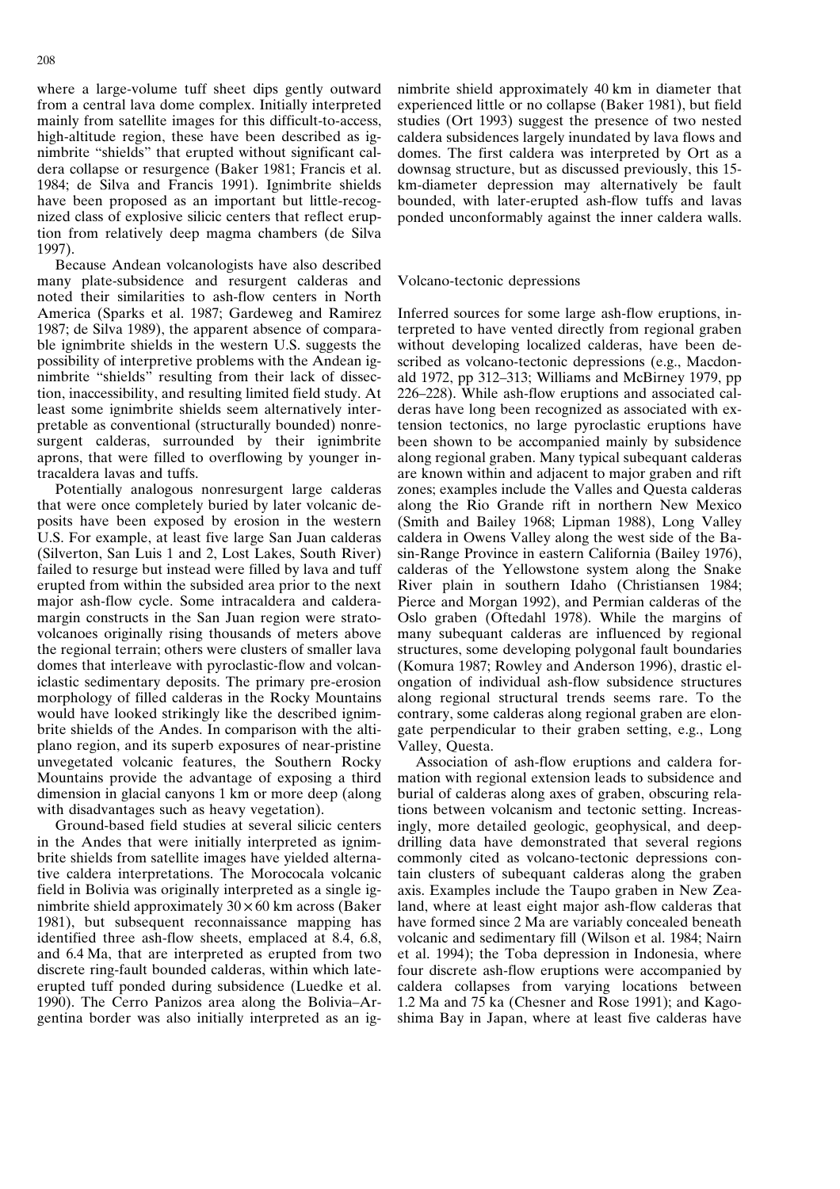where a large-volume tuff sheet dips gently outward from a central lava dome complex. Initially interpreted mainly from satellite images for this difficult-to-access, high-altitude region, these have been described as ignimbrite "shields" that erupted without significant caldera collapse or resurgence (Baker 1981; Francis et al. 1984; de Silva and Francis 1991). Ignimbrite shields have been proposed as an important but little-recognized class of explosive silicic centers that reflect eruption from relatively deep magma chambers (de Silva 1997).

Because Andean volcanologists have also described many plate-subsidence and resurgent calderas and noted their similarities to ash-flow centers in North America (Sparks et al. 1987; Gardeweg and Ramirez 1987; de Silva 1989), the apparent absence of comparable ignimbrite shields in the western U.S. suggests the possibility of interpretive problems with the Andean ignimbrite "shields" resulting from their lack of dissection, inaccessibility, and resulting limited field study. At least some ignimbrite shields seem alternatively interpretable as conventional (structurally bounded) nonresurgent calderas, surrounded by their ignimbrite aprons, that were filled to overflowing by younger intracaldera lavas and tuffs.

Potentially analogous nonresurgent large calderas that were once completely buried by later volcanic deposits have been exposed by erosion in the western U.S. For example, at least five large San Juan calderas (Silverton, San Luis 1 and 2, Lost Lakes, South River) failed to resurge but instead were filled by lava and tuff erupted from within the subsided area prior to the next major ash-flow cycle. Some intracaldera and caldera-margin constructs in the San Juan region were stratovolcanoes originally rising thousands of meters above the regional terrain; others were clusters of smaller lava domes that interleave with pyroclastic-flow and volcaniclastic sedimentary deposits. The primary pre-erosion morphology of filled calderas in the Rocky Mountains would have looked strikingly like the described ignimbrite shields of the Andes. In comparison with the altiplano region, and its superb exposures of near-pristine unvegetated volcanic features, the Southern Rocky Mountains provide the advantage of exposing a third dimension in glacial canyons 1 km or more deep (along with disadvantages such as heavy vegetation).

Ground-based field studies at several silicic centers in the Andes that were initially interpreted as ignimbrite shields from satellite images have yielded alternative caldera interpretations. The Morococala volcanic field in Bolivia was originally interpreted as a single ignimbrite shield approximately $30 \times 60$ km across (Baker 1981), but subsequent reconnaissance mapping has identified three ash-flow sheets, emplaced at 8.4, 6.8, and 6.4 Ma, that are interpreted as erupted from two discrete ring-fault bounded calderas, within which late-erupted tuff ponded during subsidence (Luedke et al. 1990). The Cerro Panizos area along the Bolivia–Argentina border was also initially interpreted as an ignimbrite shield approximately 40 km in diameter that experienced little or no collapse (Baker 1981), but field studies (Ort 1993) suggest the presence of two nested caldera subsidences largely inundated by lava flows and domes. The first caldera was interpreted by Ort as a downsag structure, but as discussed previously, this 15-km-diameter depression may alternatively be fault bounded, with later-erupted ash-flow tuffs and lavas ponded unconformably against the inner caldera walls.

## Volcano-tectonic depressions

Inferred sources for some large ash-flow eruptions, interpreted to have vented directly from regional graben without developing localized calderas, have been described as volcano-tectonic depressions (e.g., Macdonald 1972, pp 312–313; Williams and McBirney 1979, pp 226–228). While ash-flow eruptions and associated calderas have long been recognized as associated with extension tectonics, no large pyroclastic eruptions have been shown to be accompanied mainly by subsidence along regional graben. Many typical subequant calderas are known within and adjacent to major graben and rift zones; examples include the Valles and Questa calderas along the Rio Grande rift in northern New Mexico (Smith and Bailey 1968; Lipman 1988), Long Valley caldera in Owens Valley along the west side of the Basin-Range Province in eastern California (Bailey 1976), calderas of the Yellowstone system along the Snake River plain in southern Idaho (Christiansen 1984; Pierce and Morgan 1992), and Permian calderas of the Oslo graben (Oftedahl 1978). While the margins of many subequant calderas are influenced by regional structures, some developing polygonal fault boundaries (Komura 1987; Rowley and Anderson 1996), drastic elongation of individual ash-flow subsidence structures along regional structural trends seems rare. To the contrary, some calderas along regional graben are elongate perpendicular to their graben setting, e.g., Long Valley, Questa.

Association of ash-flow eruptions and caldera formation with regional extension leads to subsidence and burial of calderas along axes of graben, obscuring relations between volcanism and tectonic setting. Increasingly, more detailed geologic, geophysical, and deep-drilling data have demonstrated that several regions commonly cited as volcano-tectonic depressions contain clusters of subequant calderas along the graben axis. Examples include the Taupo graben in New Zealand, where at least eight major ash-flow calderas that have formed since 2 Ma are variably concealed beneath volcanic and sedimentary fill (Wilson et al. 1984; Nairn et al. 1994); the Toba depression in Indonesia, where four discrete ash-flow eruptions were accompanied by caldera collapses from varying locations between 1.2 Ma and 75 ka (Chesner and Rose 1991); and Kagoshima Bay in Japan, where at least five calderas have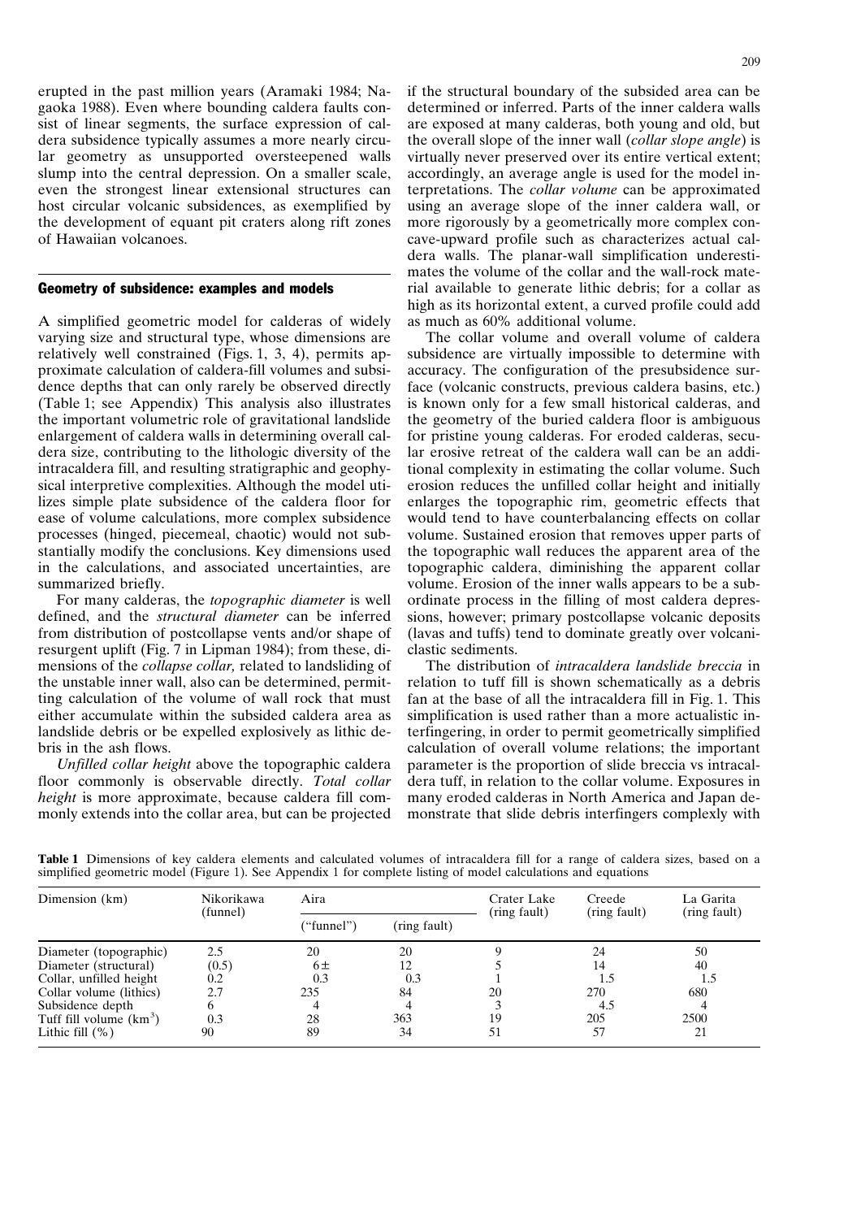erupted in the past million years (Aramaki 1984; Nagaoka 1988). Even where bounding caldera faults consist of linear segments, the surface expression of caldera subsidence typically assumes a more nearly circular geometry as unsupported oversteepened walls slump into the central depression. On a smaller scale, even the strongest linear extensional structures can host circular volcanic subsidences, as exemplified by the development of equant pit craters along rift zones of Hawaiian volcanoes.

## Geometry of subsidence: examples and models

A simplified geometric model for calderas of widely varying size and structural type, whose dimensions are relatively well constrained (Figs. 1, 3, 4), permits approximate calculation of caldera-fill volumes and subsidence depths that can only rarely be observed directly (Table 1; see Appendix) This analysis also illustrates the important volumetric role of gravitational landslide enlargement of caldera walls in determining overall caldera size, contributing to the lithologic diversity of the intracaldera fill, and resulting stratigraphic and geophysical interpretive complexities. Although the model utilizes simple plate subsidence of the caldera floor for ease of volume calculations, more complex subsidence processes (hinged, piecemeal, chaotic) would not substantially modify the conclusions. Key dimensions used in the calculations, and associated uncertainties, are summarized briefly.

For many calderas, the *topographic diameter* is well defined, and the *structural diameter* can be inferred from distribution of postcollapse vents and/or shape of resurgent uplift (Fig. 7 in Lipman 1984); from these, dimensions of the *collapse collar,* related to landsliding of the unstable inner wall, also can be determined, permitting calculation of the volume of wall rock that must either accumulate within the subsided caldera area as landslide debris or be expelled explosively as lithic debris in the ash flows.

*Unfilled collar height* above the topographic caldera floor commonly is observable directly. *Total collar height* is more approximate, because caldera fill commonly extends into the collar area, but can be projected if the structural boundary of the subsided area can be determined or inferred. Parts of the inner caldera walls are exposed at many calderas, both young and old, but the overall slope of the inner wall (*collar slope angle*) is virtually never preserved over its entire vertical extent; accordingly, an average angle is used for the model interpretations. The *collar volume* can be approximated using an average slope of the inner caldera wall, or more rigorously by a geometrically more complex concave-upward profile such as characterizes actual caldera walls. The planar-wall simplification underestimates the volume of the collar and the wall-rock material available to generate lithic debris; for a collar as high as its horizontal extent, a curved profile could add as much as 60% additional volume.

The collar volume and overall volume of caldera subsidence are virtually impossible to determine with accuracy. The configuration of the presubsidence surface (volcanic constructs, previous caldera basins, etc.) is known only for a few small historical calderas, and the geometry of the buried caldera floor is ambiguous for pristine young calderas. For eroded calderas, secular erosive retreat of the caldera wall can be an additional complexity in estimating the collar volume. Such erosion reduces the unfilled collar height and initially enlarges the topographic rim, geometric effects that would tend to have counterbalancing effects on collar volume. Sustained erosion that removes upper parts of the topographic wall reduces the apparent area of the topographic caldera, diminishing the apparent collar volume. Erosion of the inner walls appears to be a subordinate process in the filling of most caldera depressions, however; primary postcollapse volcanic deposits (lavas and tuffs) tend to dominate greatly over volcaniclastic sediments.

The distribution of *intracaldera landslide breccia* in relation to tuff fill is shown schematically as a debris fan at the base of all the intracaldera fill in Fig. 1. This simplification is used rather than a more actualistic interfingering, in order to permit geometrically simplified calculation of overall volume relations; the important parameter is the proportion of slide breccia vs intracaldera tuff, in relation to the collar volume. Exposures in many eroded calderas in North America and Japan demonstrate that slide debris interfingers complexly with

**Table 1** Dimensions of key caldera elements and calculated volumes of intracaldera fill for a range of caldera sizes, based on a simplified geometric model (Figure 1). See Appendix 1 for complete listing of model calculations and equations

| Dimension (km) | Nikorikawa (funnel) | Aira | | Crater Lake (ring fault) | Creede (ring fault) | La Garita (ring fault) |
|---|---|---|---|---|---|---|
| | | ("funnel") | (ring fault) | | | |
| Diameter (topographic) | 2.5 | 20 | 20 | 9 | 24 | 50 |
| Diameter (structural) | (0.5) | 6± | 12 | 5 | 14 | 40 |
| Collar, unfilled height | 0.2 | 0.3 | 0.3 | 1 | 1.5 | 1.5 |
| Collar volume (lithics) | 2.7 | 235 | 84 | 20 | 270 | 680 |
| Subsidence depth | 6 | 4 | 4 | 3 | 4.5 | 4 |
| Tuff fill volume ($km^3$) | 0.3 | 28 | 363 | 19 | 205 | 2500 |
| Lithic fill (%) | 90 | 89 | 34 | 51 | 57 | 21 |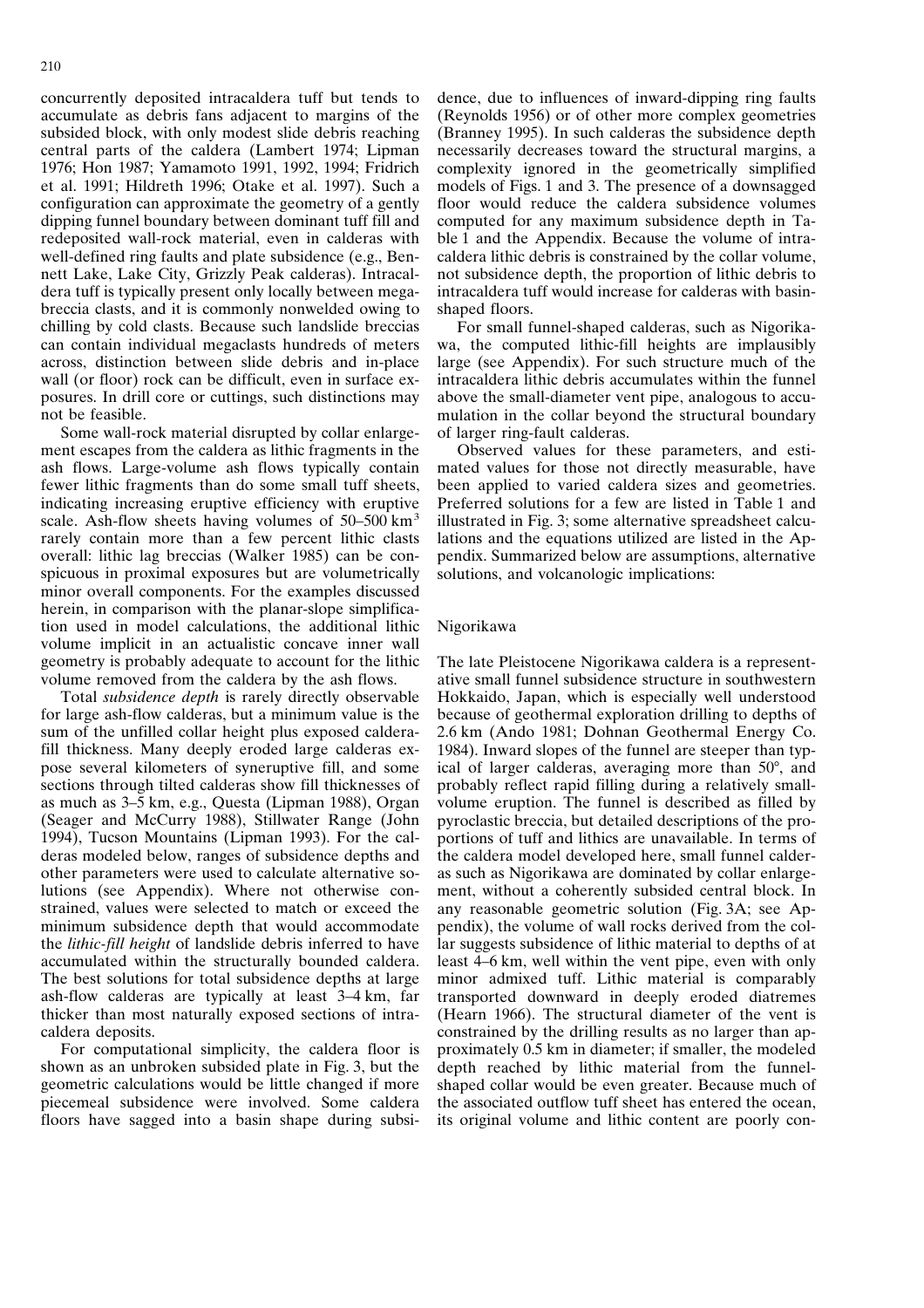concurrently deposited intracaldera tuff but tends to accumulate as debris fans adjacent to margins of the subsided block, with only modest slide debris reaching central parts of the caldera (Lambert 1974; Lipman 1976; Hon 1987; Yamamoto 1991, 1992, 1994; Fridrich et al. 1991; Hildreth 1996; Otake et al. 1997). Such a configuration can approximate the geometry of a gently dipping funnel boundary between dominant tuff fill and redeposited wall-rock material, even in calderas with well-defined ring faults and plate subsidence (e.g., Bennett Lake, Lake City, Grizzly Peak calderas). Intracaldera tuff is typically present only locally between megabreccia clasts, and it is commonly nonwelded owing to chilling by cold clasts. Because such landslide breccias can contain individual megaclasts hundreds of meters across, distinction between slide debris and in-place wall (or floor) rock can be difficult, even in surface exposures. In drill core or cuttings, such distinctions may not be feasible.

Some wall-rock material disrupted by collar enlargement escapes from the caldera as lithic fragments in the ash flows. Large-volume ash flows typically contain fewer lithic fragments than do some small tuff sheets, indicating increasing eruptive efficiency with eruptive scale. Ash-flow sheets having volumes of 50–500 $km^3$ rarely contain more than a few percent lithic clasts overall: lithic lag breccias (Walker 1985) can be conspicuous in proximal exposures but are volumetrically minor overall components. For the examples discussed herein, in comparison with the planar-slope simplification used in model calculations, the additional lithic volume implicit in an actualistic concave inner wall geometry is probably adequate to account for the lithic volume removed from the caldera by the ash flows.

Total *subsidence depth* is rarely directly observable for large ash-flow calderas, but a minimum value is the sum of the unfilled collar height plus exposed caldera-fill thickness. Many deeply eroded large calderas expose several kilometers of syneruptive fill, and some sections through tilted calderas show fill thicknesses of as much as 3–5 km, e.g., Questa (Lipman 1988), Organ (Seager and McCurry 1988), Stillwater Range (John 1994), Tucson Mountains (Lipman 1993). For the calderas modeled below, ranges of subsidence depths and other parameters were used to calculate alternative solutions (see Appendix). Where not otherwise constrained, values were selected to match or exceed the minimum subsidence depth that would accommodate the *lithic-fill height* of landslide debris inferred to have accumulated within the structurally bounded caldera. The best solutions for total subsidence depths at large ash-flow calderas are typically at least 3–4 km, far thicker than most naturally exposed sections of intracaldera deposits.

For computational simplicity, the caldera floor is shown as an unbroken subsided plate in Fig. 3, but the geometric calculations would be little changed if more piecemeal subsidence were involved. Some caldera floors have sagged into a basin shape during subsidence, due to influences of inward-dipping ring faults (Reynolds 1956) or of other more complex geometries (Branney 1995). In such calderas the subsidence depth necessarily decreases toward the structural margins, a complexity ignored in the geometrically simplified models of Figs. 1 and 3. The presence of a downsagged floor would reduce the caldera subsidence volumes computed for any maximum subsidence depth in Table 1 and the Appendix. Because the volume of intracaldera lithic debris is constrained by the collar volume, not subsidence depth, the proportion of lithic debris to intracaldera tuff would increase for calderas with basin-shaped floors.

For small funnel-shaped calderas, such as Nigorikawa, the computed lithic-fill heights are implausibly large (see Appendix). For such structure much of the intracaldera lithic debris accumulates within the funnel above the small-diameter vent pipe, analogous to accumulation in the collar beyond the structural boundary of larger ring-fault calderas.

Observed values for these parameters, and estimated values for those not directly measurable, have been applied to varied caldera sizes and geometries. Preferred solutions for a few are listed in Table 1 and illustrated in Fig. 3; some alternative spreadsheet calculations and the equations utilized are listed in the Appendix. Summarized below are assumptions, alternative solutions, and volcanologic implications:

## Nigorikawa

The late Pleistocene Nigorikawa caldera is a representative small funnel subsidence structure in southwestern Hokkaido, Japan, which is especially well understood because of geothermal exploration drilling to depths of 2.6 km (Ando 1981; Dohnan Geothermal Energy Co. 1984). Inward slopes of the funnel are steeper than typical of larger calderas, averaging more than 50°, and probably reflect rapid filling during a relatively small-volume eruption. The funnel is described as filled by pyroclastic breccia, but detailed descriptions of the proportions of tuff and lithics are unavailable. In terms of the caldera model developed here, small funnel calderas such as Nigorikawa are dominated by collar enlargement, without a coherently subsided central block. In any reasonable geometric solution (Fig. 3A; see Appendix), the volume of wall rocks derived from the collar suggests subsidence of lithic material to depths of at least 4–6 km, well within the vent pipe, even with only minor admixed tuff. Lithic material is comparably transported downward in deeply eroded diatremes (Hearn 1966). The structural diameter of the vent is constrained by the drilling results as no larger than approximately 0.5 km in diameter; if smaller, the modeled depth reached by lithic material from the funnel-shaped collar would be even greater. Because much of the associated outflow tuff sheet has entered the ocean, its original volume and lithic content are poorly con-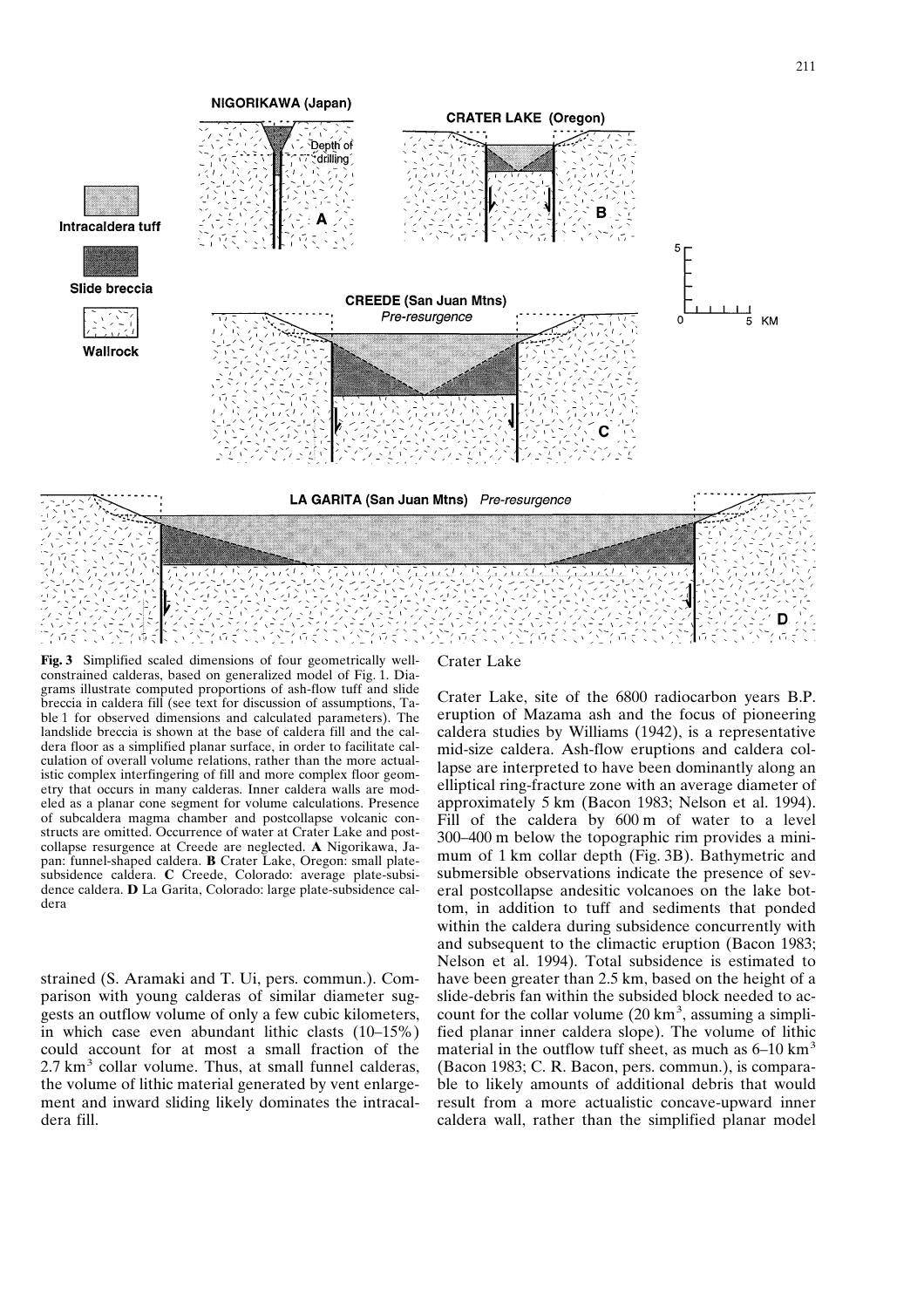NIGORIKAWA (Japan)

CRATER LAKE (Oregon)

Intracaldera tuff

Slide breccia

Wallrock

CREEDE (San Juan Mtns) *Pre-resurgence*

LA GARITA (San Juan Mtns) *Pre-resurgence*

**Fig. 3** Simplified scaled dimensions of four geometrically well-constrained calderas, based on generalized model of Fig. 1. Diagrams illustrate computed proportions of ash-flow tuff and slide breccia in caldera fill (see text for discussion of assumptions, Table 1 for observed dimensions and calculated parameters). The landslide breccia is shown at the base of caldera fill and the caldera floor as a simplified planar surface, in order to facilitate calculation of overall volume relations, rather than the more actualistic complex interfingering of fill and more complex floor geometry that occurs in many calderas. Inner caldera walls are modeled as a planar cone segment for volume calculations. Presence of subcaldera magma chamber and postcollapse volcanic constructs are omitted. Occurrence of water at Crater Lake and postcollapse resurgence at Creede are neglected. **A** Nigorikawa, Japan: funnel-shaped caldera. **B** Crater Lake, Oregon: small plate-subsidence caldera. **C** Creede, Colorado: average plate-subsidence caldera. **D** La Garita, Colorado: large plate-subsidence caldera

strained (S. Aramaki and T. Ui, pers. commun.). Comparison with young calderas of similar diameter suggests an outflow volume of only a few cubic kilometers, in which case even abundant lithic clasts (10–15%) could account for at most a small fraction of the 2.7 km$^3$ collar volume. Thus, at small funnel calderas, the volume of lithic material generated by vent enlargement and inward sliding likely dominates the intracaldera fill.

## Crater Lake

Crater Lake, site of the 6800 radiocarbon years B.P. eruption of Mazama ash and the focus of pioneering caldera studies by Williams (1942), is a representative mid-size caldera. Ash-flow eruptions and caldera collapse are interpreted to have been dominantly along an elliptical ring-fracture zone with an average diameter of approximately 5 km (Bacon 1983; Nelson et al. 1994). Fill of the caldera by 600 m of water to a level 300–400 m below the topographic rim provides a minimum of 1 km collar depth (Fig. 3B). Bathymetric and submersible observations indicate the presence of several postcollapse andesitic volcanoes on the lake bottom, in addition to tuff and sediments that ponded within the caldera during subsidence concurrently with and subsequent to the climactic eruption (Bacon 1983; Nelson et al. 1994). Total subsidence is estimated to have been greater than 2.5 km, based on the height of a slide-debris fan within the subsided block needed to account for the collar volume (20 km$^3$, assuming a simplified planar inner caldera slope). The volume of lithic material in the outflow tuff sheet, as much as 6–10 km$^3$ (Bacon 1983; C. R. Bacon, pers. commun.), is comparable to likely amounts of additional debris that would result from a more actualistic concave-upward inner caldera wall, rather than the simplified planar model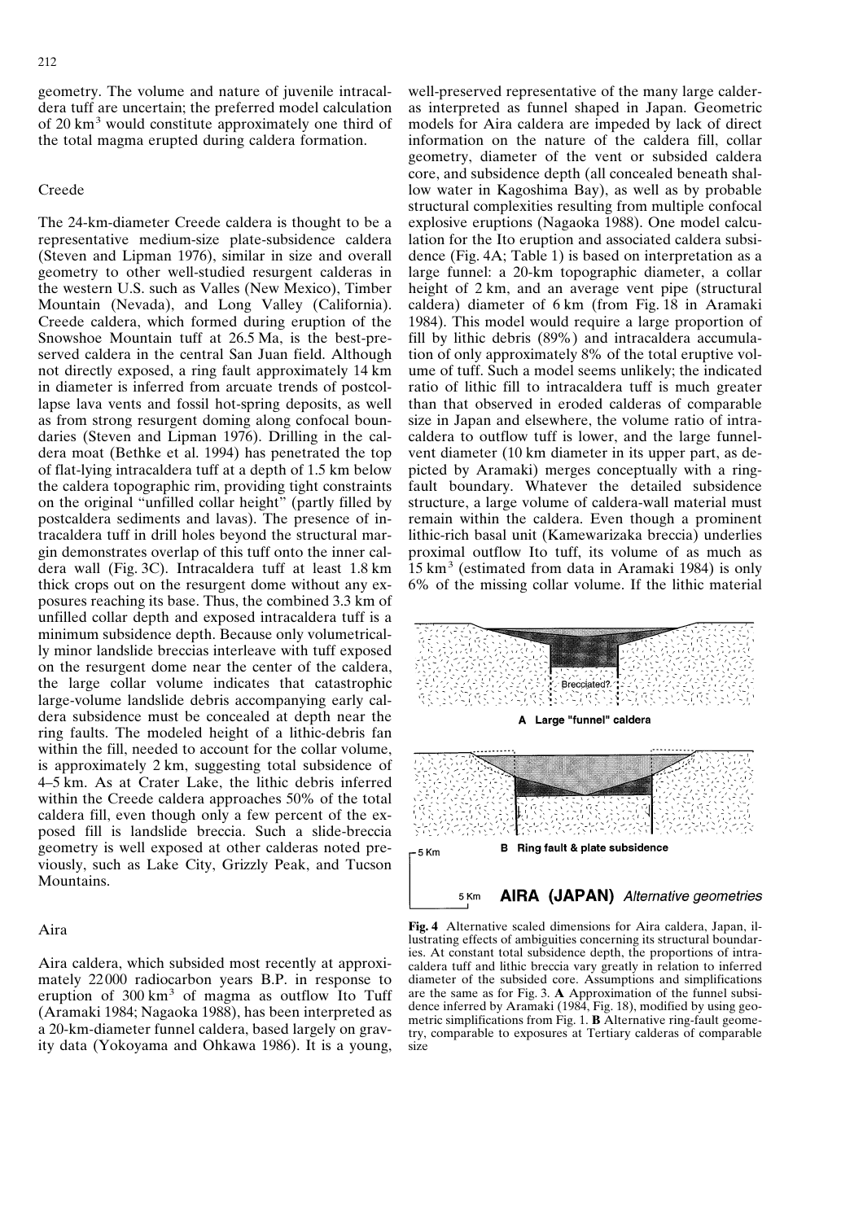geometry. The volume and nature of juvenile intracaldera tuff are uncertain; the preferred model calculation of 20 $km^3$ would constitute approximately one third of the total magma erupted during caldera formation.

## Creede

The 24-km-diameter Creede caldera is thought to be a representative medium-size plate-subsidence caldera (Steven and Lipman 1976), similar in size and overall geometry to other well-studied resurgent calderas in the western U.S. such as Valles (New Mexico), Timber Mountain (Nevada), and Long Valley (California). Creede caldera, which formed during eruption of the Snowshoe Mountain tuff at 26.5 Ma, is the best-preserved caldera in the central San Juan field. Although not directly exposed, a ring fault approximately 14 km in diameter is inferred from arcuate trends of postcollapse lava vents and fossil hot-spring deposits, as well as from strong resurgent doming along confocal boundaries (Steven and Lipman 1976). Drilling in the caldera moat (Bethke et al. 1994) has penetrated the top of flat-lying intracaldera tuff at a depth of 1.5 km below the caldera topographic rim, providing tight constraints on the original "unfilled collar height" (partly filled by postcaldera sediments and lavas). The presence of intracaldera tuff in drill holes beyond the structural margin demonstrates overlap of this tuff onto the inner caldera wall (Fig. 3C). Intracaldera tuff at least 1.8 km thick crops out on the resurgent dome without any exposures reaching its base. Thus, the combined 3.3 km of unfilled collar depth and exposed intracaldera tuff is a minimum subsidence depth. Because only volumetrically minor landslide breccias interleave with tuff exposed on the resurgent dome near the center of the caldera, the large collar volume indicates that catastrophic large-volume landslide debris accompanying early caldera subsidence must be concealed at depth near the ring faults. The modeled height of a lithic-debris fan within the fill, needed to account for the collar volume, is approximately 2 km, suggesting total subsidence of 4–5 km. As at Crater Lake, the lithic debris inferred within the Creede caldera approaches 50% of the total caldera fill, even though only a few percent of the exposed fill is landslide breccia. Such a slide-breccia geometry is well exposed at other calderas noted previously, such as Lake City, Grizzly Peak, and Tucson Mountains.

## Aira

Aira caldera, which subsided most recently at approximately 22000 radiocarbon years B.P. in response to eruption of 300 $km^3$ of magma as outflow Ito Tuff (Aramaki 1984; Nagaoka 1988), has been interpreted as a 20-km-diameter funnel caldera, based largely on gravity data (Yokoyama and Ohkawa 1986). It is a young, well-preserved representative of the many large calderas interpreted as funnel shaped in Japan. Geometric models for Aira caldera are impeded by lack of direct information on the nature of the caldera fill, collar geometry, diameter of the vent or subsided caldera core, and subsidence depth (all concealed beneath shallow water in Kagoshima Bay), as well as by probable structural complexities resulting from multiple confocal explosive eruptions (Nagaoka 1988). One model calculation for the Ito eruption and associated caldera subsidence (Fig. 4A; Table 1) is based on interpretation as a large funnel: a 20-km topographic diameter, a collar height of 2 km, and an average vent pipe (structural caldera) diameter of 6 km (from Fig. 18 in Aramaki 1984). This model would require a large proportion of fill by lithic debris (89%) and intracaldera accumulation of only approximately 8% of the total eruptive volume of tuff. Such a model seems unlikely; the indicated ratio of lithic fill to intracaldera tuff is much greater than that observed in eroded calderas of comparable size in Japan and elsewhere, the volume ratio of intracaldera to outflow tuff is lower, and the large funnel-vent diameter (10 km diameter in its upper part, as depicted by Aramaki) merges conceptually with a ring-fault boundary. Whatever the detailed subsidence structure, a large volume of caldera-wall material must remain within the caldera. Even though a prominent lithic-rich basal unit (Kamewarizaka breccia) underlies proximal outflow Ito tuff, its volume of as much as 15 $km^3$ (estimated from data in Aramaki 1984) is only 6% of the missing collar volume. If the lithic material

**Fig. 4** Alternative scaled dimensions for Aira caldera, Japan, illustrating effects of ambiguities concerning its structural boundaries. At constant total subsidence depth, the proportions of intracaldera tuff and lithic breccia vary greatly in relation to inferred diameter of the subsided core. Assumptions and simplifications are the same as for Fig. 3. **A** Approximation of the funnel subsidence inferred by Aramaki (1984, Fig. 18), modified by using geometric simplifications from Fig. 1. **B** Alternative ring-fault geometry, comparable to exposures at Tertiary calderas of comparable size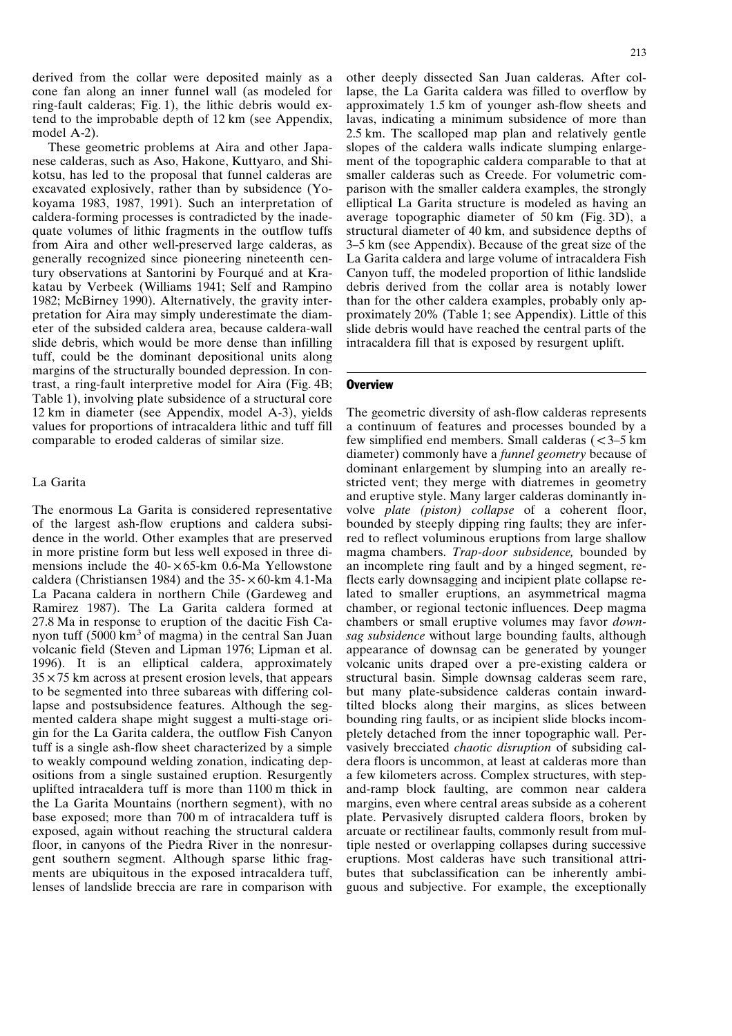derived from the collar were deposited mainly as a cone fan along an inner funnel wall (as modeled for ring-fault calderas; Fig. 1), the lithic debris would extend to the improbable depth of 12 km (see Appendix, model A-2).

These geometric problems at Aira and other Japanese calderas, such as Aso, Hakone, Kuttyaro, and Shikotsu, has led to the proposal that funnel calderas are excavated explosively, rather than by subsidence (Yokoyama 1983, 1987, 1991). Such an interpretation of caldera-forming processes is contradicted by the inadequate volumes of lithic fragments in the outflow tuffs from Aira and other well-preserved large calderas, as generally recognized since pioneering nineteenth century observations at Santorini by Fourqué and at Krakatau by Verbeek (Williams 1941; Self and Rampino 1982; McBirney 1990). Alternatively, the gravity interpretation for Aira may simply underestimate the diameter of the subsided caldera area, because caldera-wall slide debris, which would be more dense than infilling tuff, could be the dominant depositional units along margins of the structurally bounded depression. In contrast, a ring-fault interpretive model for Aira (Fig. 4B; Table 1), involving plate subsidence of a structural core 12 km in diameter (see Appendix, model A-3), yields values for proportions of intracaldera lithic and tuff fill comparable to eroded calderas of similar size.

### La Garita

The enormous La Garita is considered representative of the largest ash-flow eruptions and caldera subsidence in the world. Other examples that are preserved in more pristine form but less well exposed in three dimensions include the 40- × 65-km 0.6-Ma Yellowstone caldera (Christiansen 1984) and the 35- × 60-km 4.1-Ma La Pacana caldera in northern Chile (Gardeweg and Ramirez 1987). The La Garita caldera formed at 27.8 Ma in response to eruption of the dacitic Fish Canyon tuff (5000 km$^3$ of magma) in the central San Juan volcanic field (Steven and Lipman 1976; Lipman et al. 1996). It is an elliptical caldera, approximately 35 × 75 km across at present erosion levels, that appears to be segmented into three subareas with differing collapse and postsubsidence features. Although the segmented caldera shape might suggest a multi-stage origin for the La Garita caldera, the outflow Fish Canyon tuff is a single ash-flow sheet characterized by a simple to weakly compound welding zonation, indicating deposition from a single sustained eruption. Resurgently uplifted intracaldera tuff is more than 1100 m thick in the La Garita Mountains (northern segment), with no base exposed; more than 700 m of intracaldera tuff is exposed, again without reaching the structural caldera floor, in canyons of the Piedra River in the nonresurgent southern segment. Although sparse lithic fragments are ubiquitous in the exposed intracaldera tuff, lenses of landslide breccia are rare in comparison with other deeply dissected San Juan calderas. After collapse, the La Garita caldera was filled to overflow by approximately 1.5 km of younger ash-flow sheets and lavas, indicating a minimum subsidence of more than 2.5 km. The scalloped map plan and relatively gentle slopes of the caldera walls indicate slumping enlargement of the topographic caldera comparable to that at smaller calderas such as Creede. For volumetric comparison with the smaller caldera examples, the strongly elliptical La Garita structure is modeled as having an average topographic diameter of 50 km (Fig. 3D), a structural diameter of 40 km, and subsidence depths of 3–5 km (see Appendix). Because of the great size of the La Garita caldera and large volume of intracaldera Fish Canyon tuff, the modeled proportion of lithic landslide debris derived from the collar area is notably lower than for the other caldera examples, probably only approximately 20% (Table 1; see Appendix). Little of this slide debris would have reached the central parts of the intracaldera fill that is exposed by resurgent uplift.

## Overview

The geometric diversity of ash-flow calderas represents a continuum of features and processes bounded by a few simplified end members. Small calderas (< 3–5 km diameter) commonly have a *funnel geometry* because of dominant enlargement by slumping into an areally restricted vent; they merge with diatremes in geometry and eruptive style. Many larger calderas dominantly involve *plate (piston) collapse* of a coherent floor, bounded by steeply dipping ring faults; they are inferred to reflect voluminous eruptions from large shallow magma chambers. *Trap-door subsidence,* bounded by an incomplete ring fault and by a hinged segment, reflects early downsagging and incipient plate collapse related to smaller eruptions, an asymmetrical magma chamber, or regional tectonic influences. Deep magma chambers or small eruptive volumes may favor *downsag subsidence* without large bounding faults, although appearance of downsag can be generated by younger volcanic units draped over a pre-existing caldera or structural basin. Simple downsag calderas seem rare, but many plate-subsidence calderas contain inward-tilted blocks along their margins, as slices between bounding ring faults, or as incipient slide blocks incompletely detached from the inner topographic wall. Pervasively brecciated *chaotic disruption* of subsiding caldera floors is uncommon, at least at calderas more than a few kilometers across. Complex structures, with step-and-ramp block faulting, are common near caldera margins, even where central areas subside as a coherent plate. Pervasively disrupted caldera floors, broken by arcuate or rectilinear faults, commonly result from multiple nested or overlapping collapses during successive eruptions. Most calderas have such transitional attributes that subclassification can be inherently ambiguous and subjective. For example, the exceptionally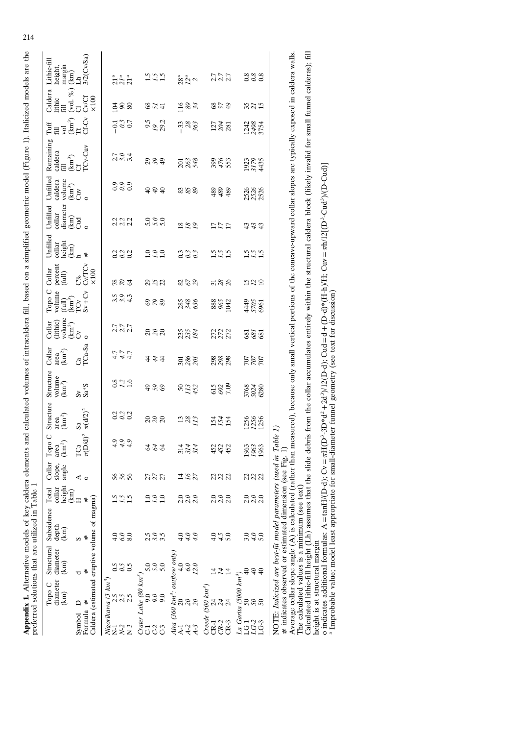**Appendix 1.** Alternative models of key caldera elements and calculated volumes of intracaldera fill, based on a simplified geometric model (Figure 1). Italicized models are the preferred solutions that are utilized in Table 1

| | Topo C diameter (km) | Structural diameter (km) | Subsidence depth (km) | Total collar height (km) | Collar slope, angle | Topo C area ($km^2$) | Structure area ($km^2$) | Structure volume ($km^3$) | Collar area ($km^2$) | Collar (lithic) volume ($km^3$) | Topo C volume (full) ($km^3$) | Collar percent (full) | Unfilled collar height (km) | Unfilled collar diameter (km) | Unfilled caldera volume ($km^3$) | Remaining caldera fill ($km^3$) | Tuff fill vol ($km^3$) | Caldera lithic fill (vol. %) | Lithic-fill height, margin (km) |
|---|---|---|---|---|---|---|---|---|---|---|---|---|---|---|---|---|---|---|---|
| Symbol | D | d | S | H | A | TCa | Sa | Sv | Ca | Cv | TCv | C% | h | Cud | Cuv | Cf | Tf | Cl | Lh |
| Formula | # | # | # | # | o | $\pi(D/2)^2$ | $\pi(d/2)^2$ | Sa*S | TCa-Sa | o | Sv+Cv | Cv/TCv ×100 | # | o | o | TCv-Cuv | Cf-Cv | Cv/Cf ×100 | 3/2(Cv/Sa) |
| Caldera (estimated eruptive volume of magma) | | | | | | | | | | | | | | | | | | | |
| *Nigorikawa (3 km³)* | | | | | | | | | | | | | | | | | | | |
| N-1 | 2.5 | 0.5 | 4.0 | 1.5 | 56 | 4.9 | 0.2 | 0.8 | 4.7 | 2.7 | 3.5 | 78 | 0.2 | 2.2 | 0.9 | 2.7 | −0.1 | 104 | 21[a] |
| *N-2* | *2.5* | *0.5* | *6.0* | *1.5* | *56* | *4.9* | *0.2* | *1.2* | *4.7* | *2.7* | *3.9* | *70* | *0.2* | *2.2* | *0.9* | *3.0* | *0.3* | *90* | *21*[a] |
| N-3 | 2.5 | 0.5 | 8.0 | 1.5 | 56 | 4.9 | 0.2 | 1.6 | 4.7 | 2.7 | 4.3 | 64 | 0.2 | 2.2 | 0.9 | 3.4 | 0.7 | 80 | 21[a] |
| *Crater Lake (80 km³)* | | | | | | | | | | | | | | | | | | | |
| C-1 | 9.0 | 5.0 | 2.5 | 1.0 | 27 | 64 | 20 | 49 | 44 | 20 | 69 | 29 | 1.0 | 5.0 | 40 | 29 | 9.5 | 68 | 1.5 |
| *C-2* | *9.0* | *5.0* | *3.0* | *1.0* | *27* | *64* | *20* | *59* | *44* | *20* | *79* | *25* | *1.0* | *5.0* | *40* | *39* | *19* | *51* | *1.5* |
| C-3 | 9.0 | 5.0 | 3.5 | 1.0 | 27 | 64 | 20 | 69 | 44 | 20 | 89 | 22 | 1.0 | 5.0 | 40 | 49 | 29.2 | 41 | 1.5 |
| *Aira (360 km³; outflow only)* | | | | | | | | | | | | | | | | | | | |
| A-1 | 20 | 4.0 | 4.0 | 2.0 | 14 | 314 | 13 | 50 | 301 | 235 | 285 | 82 | 0.3 | 18 | 83 | 201 | −33 | 116 | 28[a] |
| A-2 | 20 | 6.0 | 4.0 | 2.0 | 16 | 314 | 28 | 113 | 286 | 235 | 348 | 67 | 0.3 | 18 | 85 | 263 | 28 | 89 | 12[a] |
| *A-3* | *20* | *12.0* | *4.0* | *2.0* | *27* | *314* | *113* | *452* | *201* | *184* | *636* | *29* | *0.3* | *19* | *89* | *548* | *363* | *34* | *2* |
| *Creede (500 km³)* | | | | | | | | | | | | | | | | | | | |
| CR-1 | 24 | 14 | 4.0 | 2.0 | 22 | 452 | 154 | 615 | 298 | 272 | 888 | 31 | 1.5 | 17 | 489 | 399 | 127 | 68 | 2.7 |
| *CR-2* | *24* | *14* | *4.5* | *2.0* | *22* | *452* | *154* | *692* | *298* | *272* | *965* | *28* | *1.5* | *17* | *489* | *476* | *204* | *57* | *2.7* |
| CR-3 | 24 | 14 | 5.0 | 2.0 | 22 | 452 | 154 | 7.09 | 298 | 272 | 1042 | 26 | 1.5 | 17 | 489 | 553 | 281 | 49 | 2.7 |
| *La Garita (5000 km³)* | | | | | | | | | | | | | | | | | | | |
| LG-1 | 50 | 40 | 3.0 | 2.0 | 22 | 1963 | 1256 | 3768 | 707 | 681 | 4449 | 15 | 1.5 | 43 | 2526 | 1923 | 1242 | 35 | 0.8 |
| *LG-2* | *50* | *40* | *4.0* | *2.0* | *22* | *1963* | *1256* | *5024* | *707* | *681* | *5705* | *12* | *1.5* | *43* | *2526* | *3179* | *2498* | *21* | *0.8* |
| LG-3 | 50 | 40 | 5.0 | 2.0 | 22 | 1963 | 1256 | 6280 | 707 | 681 | 6961 | 10 | 1.5 | 43 | 2526 | 4435 | 3754 | 15 | 0.8 |

NOTE: *Italicized are best-fit model parameters (used in Table 1)*

\# indicates observed or estimated dimension (see Fig. 1)

Average collar slope angle (A) is calculated (rather than measured), because only small vertical portions of the concave-upward collar slopes are typically exposed in caldera walls. The calculated values is a minimum (see text)

Calculated lithic-fill height (Lh) assumes that the slide debris from the collar accumulates entirely within the structural caldera block (likely invalid for small funnel calderas); fill height is at structural margin

o indicates additional formulas: A = tanH/(D-d); Cv = $\pi$H(D³-3D*d²+2d³)/12(D-d); Cud = d + (D-d)*(H-h)/H; Cuv = $\pi$h/12[(D³-Cud³)/(D-Cud)]

[a] Improbable value; model least appropriate for small-diameter funnel geometry (see text for discussion)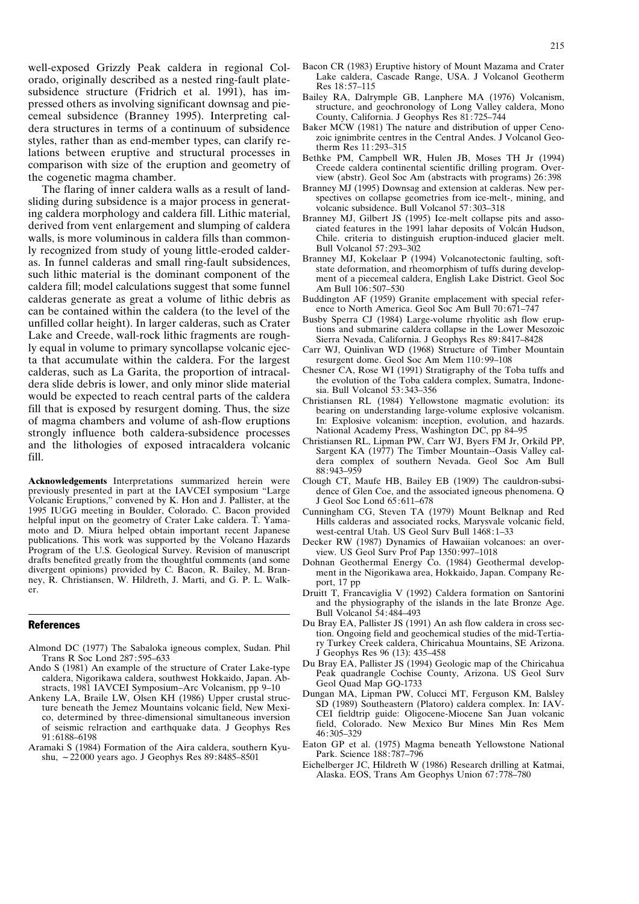well-exposed Grizzly Peak caldera in regional Colorado, originally described as a nested ring-fault plate-subsidence structure (Fridrich et al. 1991), has impressed others as involving significant downsag and piecemeal subsidence (Branney 1995). Interpreting caldera structures in terms of a continuum of subsidence styles, rather than as end-member types, can clarify relations between eruptive and structural processes in comparison with size of the eruption and geometry of the cogenetic magma chamber.

The flaring of inner caldera walls as a result of landsliding during subsidence is a major process in generating caldera morphology and caldera fill. Lithic material, derived from vent enlargement and slumping of caldera walls, is more voluminous in caldera fills than commonly recognized from study of young little-eroded calderas. In funnel calderas and small ring-fault subsidences, such lithic material is the dominant component of the caldera fill; model calculations suggest that some funnel calderas generate as great a volume of lithic debris as can be contained within the caldera (to the level of the unfilled collar height). In larger calderas, such as Crater Lake and Creede, wall-rock lithic fragments are roughly equal in volume to primary syncollapse volcanic ejecta that accumulate within the caldera. For the largest calderas, such as La Garita, the proportion of intracaldera slide debris is lower, and only minor slide material would be expected to reach central parts of the caldera fill that is exposed by resurgent doming. Thus, the size of magma chambers and volume of ash-flow eruptions strongly influence both caldera-subsidence processes and the lithologies of exposed intracaldera volcanic fill.

**Acknowledgements** Interpretations summarized herein were previously presented in part at the IAVCEI symposium "Large Volcanic Eruptions," convened by K. Hon and J. Pallister, at the 1995 IUGG meeting in Boulder, Colorado. C. Bacon provided helpful input on the geometry of Crater Lake caldera. T. Yamamoto and D. Miura helped obtain important recent Japanese publications. This work was supported by the Volcano Hazards Program of the U.S. Geological Survey. Revision of manuscript drafts benefited greatly from the thoughtful comments (and some divergent opinions) provided by C. Bacon, R. Bailey, M. Branney, R. Christiansen, W. Hildreth, J. Marti, and G. P. L. Walker.

## References

Almond DC (1977) The Sabaloka igneous complex, Sudan. Phil Trans R Soc Lond 287:595–633

Ando S (1981) An example of the structure of Crater Lake-type caldera, Nigorikawa caldera, southwest Hokkaido, Japan. Abstracts, 1981 IAVCEI Symposium–Arc Volcanism, pp 9–10

Ankeny LA, Braile LW, Olsen KH (1986) Upper crustal structure beneath the Jemez Mountains volcanic field, New Mexico, determined by three-dimensional simultaneous inversion of seismic relraction and earthquake data. J Geophys Res 91:6188–6198

Aramaki S (1984) Formation of the Aira caldera, southern Kyushu, ~22000 years ago. J Geophys Res 89:8485–8501

Bacon CR (1983) Eruptive history of Mount Mazama and Crater Lake caldera, Cascade Range, USA. J Volcanol Geotherm Res 18:57–115

Bailey RA, Dalrymple GB, Lanphere MA (1976) Volcanism, structure, and geochronology of Long Valley caldera, Mono County, California. J Geophys Res 81:725–744

Baker MCW (1981) The nature and distribution of upper Cenozoic ignimbrite centres in the Central Andes. J Volcanol Geotherm Res 11:293–315

Bethke PM, Campbell WR, Hulen JB, Moses TH Jr (1994) Creede caldera continental scientific drilling program. Overview (abstr). Geol Soc Am (abstracts with programs) 26:398

Branney MJ (1995) Downsag and extension at calderas. New perspectives on collapse geometries from ice-melt-, mining, and volcanic subsidence. Bull Volcanol 57:303–318

Branney MJ, Gilbert JS (1995) Ice-melt collapse pits and associated features in the 1991 lahar deposits of Volcán Hudson, Chile. criteria to distinguish eruption-induced glacier melt. Bull Volcanol 57:293–302

Branney MJ, Kokelaar P (1994) Volcanotectonic faulting, soft-state deformation, and rheomorphism of tuffs during development of a piecemeal caldera, English Lake District. Geol Soc Am Bull 106:507–530

Buddington AF (1959) Granite emplacement with special reference to North America. Geol Soc Am Bull 70:671–747

Busby Sperra CJ (1984) Large-volume rhyolitic ash flow eruptions and submarine caldera collapse in the Lower Mesozoic Sierra Nevada, California. J Geophys Res 89:8417–8428

Carr WJ, Quinlivan WD (1968) Structure of Timber Mountain resurgent dome. Geol Soc Am Mem 110:99–108

Chesner CA, Rose WI (1991) Stratigraphy of the Toba tuffs and the evolution of the Toba caldera complex, Sumatra, Indonesia. Bull Volcanol 53:343–356

Christiansen RL (1984) Yellowstone magmatic evolution: its bearing on understanding large-volume explosive volcanism. In: Explosive volcanism: inception, evolution, and hazards. National Academy Press, Washington DC, pp 84–95

Christiansen RL, Lipman PW, Carr WJ, Byers FM Jr, Orkild PP, Sargent KA (1977) The Timber Mountain--Oasis Valley caldera complex of southern Nevada. Geol Soc Am Bull 88:943–959

Clough CT, Maufe HB, Bailey EB (1909) The cauldron-subsidence of Glen Coe, and the associated igneous phenomena. Q J Geol Soc Lond 65:611–678

Cunningham CG, Steven TA (1979) Mount Belknap and Red Hills calderas and associated rocks, Marysvale volcanic field, west-central Utah. US Geol Surv Bull 1468:1–33

Decker RW (1987) Dynamics of Hawaiian volcanoes: an overview. US Geol Surv Prof Pap 1350:997–1018

Dohnan Geothermal Energy Co. (1984) Geothermal development in the Nigorikawa area, Hokkaido, Japan. Company Report, 17 pp

Druitt T, Francaviglia V (1992) Caldera formation on Santorini and the physiography of the islands in the late Bronze Age. Bull Volcanol 54:484–493

Du Bray EA, Pallister JS (1991) An ash flow caldera in cross section. Ongoing field and geochemical studies of the mid-Tertiary Turkey Creek caldera, Chiricahua Mountains, SE Arizona. J Geophys Res 96 (13): 435–458

Du Bray EA, Pallister JS (1994) Geologic map of the Chiricahua Peak quadrangle Cochise County, Arizona. US Geol Surv Geol Quad Map GQ-1733

Dungan MA, Lipman PW, Colucci MT, Ferguson KM, Balsley SD (1989) Southeastern (Platoro) caldera complex. In: IAVCEI fieldtrip guide: Oligocene-Miocene San Juan volcanic field, Colorado. New Mexico Bur Mines Min Res Mem 46:305–329

Eaton GP et al. (1975) Magma beneath Yellowstone National Park. Science 188:787–796

Eichelberger JC, Hildreth W (1986) Research drilling at Katmai, Alaska. EOS, Trans Am Geophys Union 67:778–780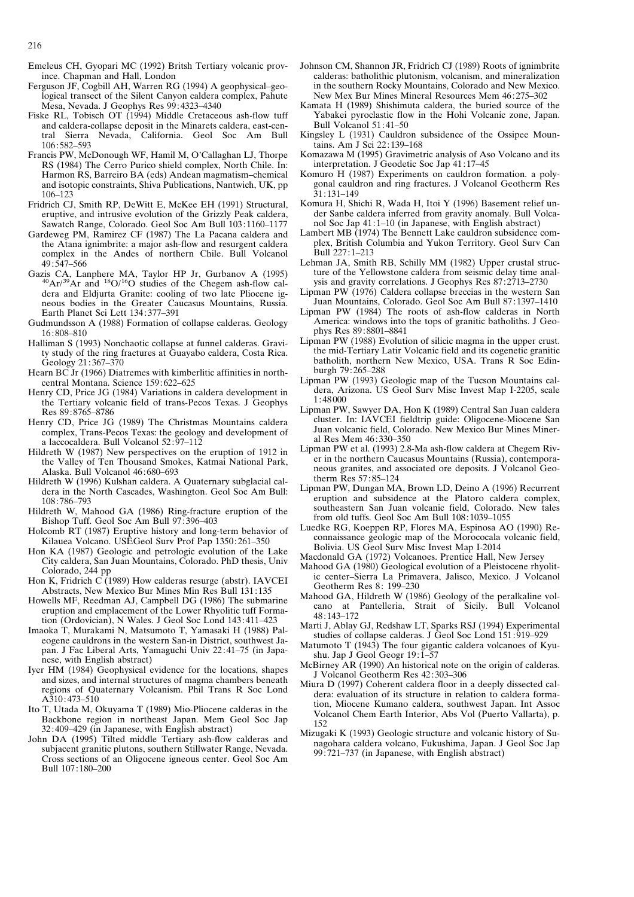Emeleus CH, Gyopari MC (1992) Britsh Tertiary volcanic province. Chapman and Hall, London

Ferguson JF, Cogbill AH, Warren RG (1994) A geophysical–geological transect of the Silent Canyon caldera complex, Pahute Mesa, Nevada. J Geophys Res 99:4323–4340

Fiske RL, Tobisch OT (1994) Middle Cretaceous ash-flow tuff and caldera-collapse deposit in the Minarets caldera, east-central Sierra Nevada, California. Geol Soc Am Bull 106:582–593

Francis PW, McDonough WF, Hamil M, O'Callaghan LJ, Thorpe RS (1984) The Cerro Purico shield complex, North Chile. In: Harmon RS, Barreiro BA (eds) Andean magmatism–chemical and isotopic constraints, Shiva Publications, Nantwich, UK, pp 106–123

Fridrich CJ, Smith RP, DeWitt E, McKee EH (1991) Structural, eruptive, and intrusive evolution of the Grizzly Peak caldera, Sawatch Range, Colorado. Geol Soc Am Bull 103:1160–1177

Gardeweg PM, Ramirez CF (1987) The La Pacana caldera and the Atana ignimbrite: a major ash-flow and resurgent caldera complex in the Andes of northern Chile. Bull Volcanol 49:547–566

Gazis CA, Lanphere MA, Taylor HP Jr, Gurbanov A (1995) $^{40}Ar/^{39}Ar$ and $^{18}O/^{16}O$ studies of the Chegem ash-flow caldera and Eldjurta Granite: cooling of two late Pliocene igneous bodies in the Greater Caucasus Mountains, Russia. Earth Planet Sci Lett 134:377–391

Gudmundsson A (1988) Formation of collapse calderas. Geology 16:808–810

Halliman S (1993) Nonchaotic collapse at funnel calderas. Gravity study of the ring fractures at Guayabo caldera, Costa Rica. Geology 21:367–370

Hearn BC Jr (1966) Diatremes with kimberlitic affinities in north-central Montana. Science 159:622–625

Henry CD, Price JG (1984) Variations in caldera development in the Tertiary volcanic field of trans-Pecos Texas. J Geophys Res 89:8765–8786

Henry CD, Price JG (1989) The Christmas Mountains caldera complex, Trans-Pecos Texas: the geology and development of a laccocaldera. Bull Volcanol 52:97–112

Hildreth W (1987) New perspectives on the eruption of 1912 in the Valley of Ten Thousand Smokes, Katmai National Park, Alaska. Bull Volcanol 46:680–693

Hildreth W (1996) Kulshan caldera. A Quaternary subglacial caldera in the North Cascades, Washington. Geol Soc Am Bull: 108:786–793

Hildreth W, Mahood GA (1986) Ring-fracture eruption of the Bishop Tuff. Geol Soc Am Bull 97:396–403

Holcomb RT (1987) Eruptive history and long-term behavior of Kilauea Volcano. USEGeol Surv Prof Pap 1350:261–350

Hon KA (1987) Geologic and petrologic evolution of the Lake City caldera, San Juan Mountains, Colorado. PhD thesis, Univ Colorado, 244 pp

Hon K, Fridrich C (1989) How calderas resurge (abstr). IAVCEI Abstracts, New Mexico Bur Mines Min Res Bull 131:135

Howells MF, Reedman AJ, Campbell DG (1986) The submarine eruption and emplacement of the Lower Rhyolitic tuff Formation (Ordovician), N Wales. J Geol Soc Lond 143:411–423

Imaoka T, Murakami N, Matsumoto T, Yamasaki H (1988) Paleogene cauldrons in the western San-in District, southwest Japan. J Fac Liberal Arts, Yamaguchi Univ 22:41–75 (in Japanese, with English abstract)

Iyer HM (1984) Geophysical evidence for the locations, shapes and sizes, and internal structures of magma chambers beneath regions of Quaternary Volcanism. Phil Trans R Soc Lond A310:473–510

Ito T, Utada M, Okuyama T (1989) Mio-Pliocene calderas in the Backbone region in northeast Japan. Mem Geol Soc Jap 32:409–429 (in Japanese, with English abstract)

John DA (1995) Tilted middle Tertiary ash-flow calderas and subjacent granitic plutons, southern Stillwater Range, Nevada. Cross sections of an Oligocene igneous center. Geol Soc Am Bull 107:180–200

Johnson CM, Shannon JR, Fridrich CJ (1989) Roots of ignimbrite calderas: batholithic plutonism, volcanism, and mineralization in the southern Rocky Mountains, Colorado and New Mexico. New Mex Bur Mines Mineral Resources Mem 46:275–302

Kamata H (1989) Shishimuta caldera, the buried source of the Yabakei pyroclastic flow in the Hohi Volcanic zone, Japan. Bull Volcanol 51:41–50

Kingsley L (1931) Cauldron subsidence of the Ossipee Mountains. Am J Sci 22:139–168

Komazawa M (1995) Gravimetric analysis of Aso Volcano and its interpretation. J Geodetic Soc Jap 41:17–45

Komuro H (1987) Experiments on cauldron formation. a polygonal cauldron and ring fractures. J Volcanol Geotherm Res 31:131–149

Komura H, Shichi R, Wada H, Itoi Y (1996) Basement relief under Sanbe caldera inferred from gravity anomaly. Bull Volcanol Soc Jap 41:1–10 (in Japanese, with English abstract)

Lambert MB (1974) The Bennett Lake cauldron subsidence complex, British Columbia and Yukon Territory. Geol Surv Can Bull 227:1–213

Lehman JA, Smith RB, Schilly MM (1982) Upper crustal structure of the Yellowstone caldera from seismic delay time analysis and gravity correlations. J Geophys Res 87:2713–2730

Lipman PW (1976) Caldera collapse breccias in the western San Juan Mountains, Colorado. Geol Soc Am Bull 87:1397–1410

Lipman PW (1984) The roots of ash-flow calderas in North America: windows into the tops of granitic batholiths. J Geophys Res 89:8801–8841

Lipman PW (1988) Evolution of silicic magma in the upper crust. the mid-Tertiary Latir Volcanic field and its cogenetic granitic batholith, northern New Mexico, USA. Trans R Soc Edinburgh 79:265–288

Lipman PW (1993) Geologic map of the Tucson Mountains caldera, Arizona. US Geol Surv Misc Invest Map I-2205, scale 1:48000

Lipman PW, Sawyer DA, Hon K (1989) Central San Juan caldera cluster. In: IAVCEI fieldtrip guide: Oligocene-Miocene San Juan volcanic field, Colorado. New Mexico Bur Mines Mineral Res Mem 46:330–350

Lipman PW et al. (1993) 2.8-Ma ash-flow caldera at Chegem River in the northern Caucasus Mountains (Russia), contemporaneous granites, and associated ore deposits. J Volcanol Geotherm Res 57:85–124

Lipman PW, Dungan MA, Brown LD, Deino A (1996) Recurrent eruption and subsidence at the Platoro caldera complex, southeastern San Juan volcanic field, Colorado. New tales from old tuffs. Geol Soc Am Bull 108:1039–1055

Luedke RG, Koeppen RP, Flores MA, Espinosa AO (1990) Reconnaissance geologic map of the Morococala volcanic field, Bolivia. US Geol Surv Misc Invest Map I-2014

Macdonald GA (1972) Volcanoes. Prentice Hall, New Jersey

Mahood GA (1980) Geological evolution of a Pleistocene rhyolitic center–Sierra La Primavera, Jalisco, Mexico. J Volcanol Geotherm Res 8: 199–230

Mahood GA, Hildreth W (1986) Geology of the peralkaline volcano at Pantelleria, Strait of Sicily. Bull Volcanol 48:143–172

Marti J, Ablay GJ, Redshaw LT, Sparks RSJ (1994) Experimental studies of collapse calderas. J Geol Soc Lond 151:919–929

Matumoto T (1943) The four gigantic caldera volcanoes of Kyushu. Jap J Geol Geogr 19:1–57

McBirney AR (1990) An historical note on the origin of calderas. J Volcanol Geotherm Res 42:303–306

Miura D (1997) Coherent caldera floor in a deeply dissected caldera: evaluation of its structure in relation to caldera formation, Miocene Kumano caldera, southwest Japan. Int Assoc Volcanol Chem Earth Interior, Abs Vol (Puerto Vallarta), p. 152

Mizugaki K (1993) Geologic structure and volcanic history of Sunagohara caldera volcano, Fukushima, Japan. J Geol Soc Jap 99:721–737 (in Japanese, with English abstract)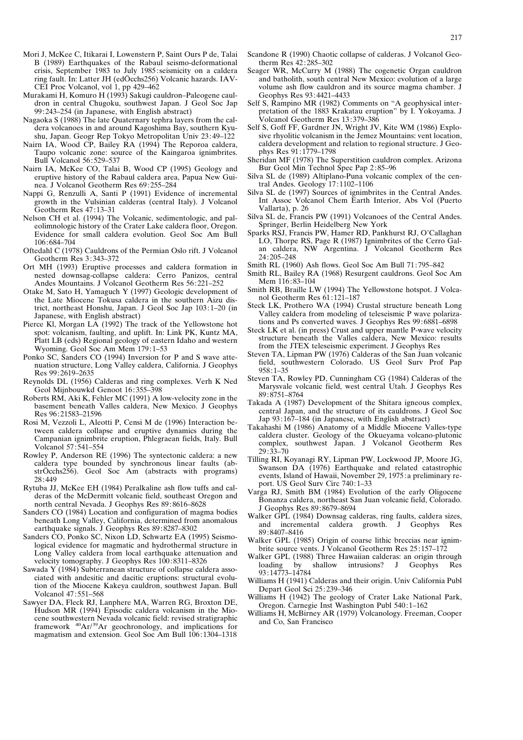Mori J, McKee C, Itikarai I, Lowenstern P, Saint Ours P de, Talai B (1989) Earthquakes of the Rabaul seismo-deformational crisis, September 1983 to July 1985: seismicity on a caldera ring fault. In: Latter JH (edÖcchs256) Volcanic hazards. IAVCEI Proc Volcanol, vol 1, pp 429–462

Murakami H, Komuro H (1993) Sakugi cauldron–Paleogene cauldron in central Chugoku, southwest Japan. J Geol Soc Jap 99: 243–254 (in Japanese, with English abstract)

Nagaoka S (1988) The late Quaternary tephra layers from the caldera volcanoes in and around Kagoshima Bay, southern Kyushu, Japan. Geogr Rep Tokyo Metropolitan Univ 23: 49–122

Nairn IA, Wood CP, Bailey RA (1994) The Reporoa caldera, Taupo volcanic zone: source of the Kaingaroa ignimbrites. Bull Volcanol 56: 529–537

Nairn IA, McKee CO, Talai B, Wood CP (1995) Geology and eruptive history of the Rabaul caldera area, Papua New Guinea. J Volcanol Geotherm Res 69: 255–284

Nappi G, Renzulli A, Santi P (1991) Evidence of incremental growth in the Vulsinian calderas (central Italy). J Volcanol Geotherm Res 47: 13–31

Nelson CH et al. (1994) The Volcanic, sedimentologic, and paleolimnologic history of the Crater Lake caldera floor, Oregon. Evidence for small caldera evolution. Geol Soc Am Bull 106: 684–704

Oftedahl C (1978) Cauldrons of the Permian Oslo rift. J Volcanol Geotherm Res 3: 343–372

Ort MH (1993) Eruptive processes and caldera formation in nested downsag-collapse caldera: Cerro Panizos, central Andes Mountains. J Volcanol Geotherm Res 56: 221–252

Otake M, Sato H, Yamaguch Y (1997) Geologic development of the Late Miocene Tokusa caldera in the southern Aizu district, northeast Honshu, Japan. J Geol Soc Jap 103: 1–20 (in Japanese, with English abstract)

Pierce Kl, Morgan LA (1992) The track of the Yellowstone hot spot: volcanism, faulting, and uplift. In: Link PK, Kuntz MA, Platt LB (eds) Regional geology of eastern Idaho and western Wyoming. Geol Soc Am Mem 179: 1–53

Ponko SC, Sanders CO (1994) Inversion for P and S wave attenuation structure, Long Valley caldera, California. J Geophys Res 99: 2619–2635

Reynolds DL (1956) Calderas and ring complexes. Verh K Ned Geol Mijnbouwkd Genoot 16: 355–398

Roberts RM, Aki K, Fehler MC (1991) A low-velocity zone in the basement beneath Valles caldera, New Mexico. J Geophys Res 96: 21583–21596

Rosi M, Vezzoli L, Aleotti P, Censi M de (1996) Interaction between caldera collapse and eruptive dynamics during the Campanian ignimbrite eruption, Phlegraean fields, Italy. Bull Volcanol 57: 541–554

Rowley P, Anderson RE (1996) The syntectonic caldera: a new caldera type bounded by synchronous linear faults (abstrÖcchs256). Geol Soc Am (abstracts with programs) 28: 449

Rytuba JJ, McKee EH (1984) Peralkaline ash flow tuffs and calderas of the McDermitt volcanic field, southeast Oregon and north central Nevada. J Geophys Res 89: 8616–8628

Sanders CO (1984) Location and configuration of magma bodies beneath Long Valley, California, determined from anomalous earthquake signals. J Geophys Res 89: 8287–8302

Sanders CO, Ponko SC, Nixon LD, Schwartz EA (1995) Seismological evidence for magmatic and hydrothermal structure in Long Valley caldera from local earthquake attenuation and velocity tomography. J Geophys Res 100: 8311–8326

Sawada Y (1984) Subterranean structure of collapse caldera associated with andesitic and dacitic eruptions: structural evolution of the Miocene Kakeya cauldron, southwest Japan. Bull Volcanol 47: 551–568

Sawyer DA, Fleck RJ, Lanphere MA, Warren RG, Broxton DE, Hudson MR (1994) Episodic caldera volcanism in the Miocene southwestern Nevada volcanic field: revised stratigraphic framework $^{40}Ar/^{39}Ar$ geochronology, and implications for magmatism and extension. Geol Soc Am Bull 106: 1304–1318

Scandone R (1990) Chaotic collapse of calderas. J Volcanol Geotherm Res 42: 285–302

Seager WR, McCurry M (1988) The cogenetic Organ cauldron and batholith, south central New Mexico: evolution of a large volume ash flow cauldron and its source magma chamber. J Geophys Res 93: 4421–4433

Self S, Rampino MR (1982) Comments on "A geophysical interpretation of the 1883 Krakatau eruption" by I. Yokoyama. J Volcanol Geotherm Res 13: 379–386

Self S, Goff FF, Gardner JN, Wright JV, Kite WM (1986) Explosive rhyolitic volcanism in the Jemez Mountains: vent location, caldera development and relation to regional structure. J Geophys Res 91: 1779–1798

Sheridan MF (1978) The Superstition cauldron complex. Arizona Bur Geol Min Technol Spec Pap 2: 85–96

Silva SL de (1989) Altiplano-Puna volcanic complex of the central Andes. Geology 17: 1102–1106

Silva SL de (1997) Sources of ignimbrites in the Central Andes. Int Assoc Volcanol Chem Earth Interior, Abs Vol (Puerto Vallarta), p. 26

Silva SL de, Francis PW (1991) Volcanoes of the Central Andes. Springer, Berlin Heidelberg New York

Sparks RSJ, Francis PW, Hamer RD, Pankhurst RJ, O'Callaghan LO, Thorpe RS, Page R (1987) Ignimbrites of the Cerro Galan caldera, NW Argentina. J Volcanol Geotherm Res 24: 205–248

Smith RL (1960) Ash flows. Geol Soc Am Bull 71: 795–842

Smith RL, Bailey RA (1968) Resurgent cauldrons. Geol Soc Am Mem 116: 83–104

Smith RB, Braille LW (1994) The Yellowstone hotspot. J Volcanol Geotherm Res 61: 121–187

Steck LK, Prothero WA (1994) Crustal structure beneath Long Valley caldera from modeling of teleseismic P wave polarizations and Ps converted waves. J Geophys Res 99: 6881–6898

Steck LK et al. (in press) Crust and upper mantle P-wave velocity structure beneath the Valles caldera, New Mexico: results from the JTEX teleseismic experiment. J Geophys Res

Steven TA, Lipman PW (1976) Calderas of the San Juan volcanic field, southwestern Colorado. US Geol Surv Prof Pap 958: 1–35

Steven TA, Rowley PD, Cunningham CG (1984) Calderas of the Marysvale volcanic field, west central Utah. J Geophys Res 89: 8751–8764

Takada A (1987) Development of the Shitara igneous complex, central Japan, and the structure of its cauldrons. J Geol Soc Jap 93: 167–184 (in Japanese, with English abstract)

Takahashi M (1986) Anatomy of a Middle Miocene Valles-type caldera cluster. Geology of the Okueyama volcano-plutonic complex, southwest Japan. J Volcanol Geotherm Res 29: 33–70

Tilling RI, Koyanagi RY, Lipman PW, Lockwood JP, Moore JG, Swanson DA (1976) Earthquake and related catastrophic events, Island of Hawaii, November 29, 1975: a preliminary report. US Geol Surv Circ 740: 1–33

Varga RJ, Smith BM (1984) Evolution of the early Oligocene Bonanza caldera, northeast San Juan volcanic field, Colorado. J Geophys Res 89: 8679–8694

Walker GPL (1984) Downsag calderas, ring faults, caldera sizes, and incremental caldera growth. J Geophys Res 89: 8407–8416

Walker GPL (1985) Origin of coarse lithic breccias near ignimbrite source vents. J Volcanol Geotherm Res 25: 157–172

Walker GPL (1988) Three Hawaiian calderas: an origin through loading by shallow intrusions? J Geophys Res 93: 14773–14784

Williams H (1941) Calderas and their origin. Univ California Publ Depart Geol Sci 25: 239–346

Williams H (1942) The geology of Crater Lake National Park, Oregon. Carnegie Inst Washington Publ 540: 1–162

Williams H, McBirney AR (1979) Volcanology. Freeman, Cooper and Co, San Francisco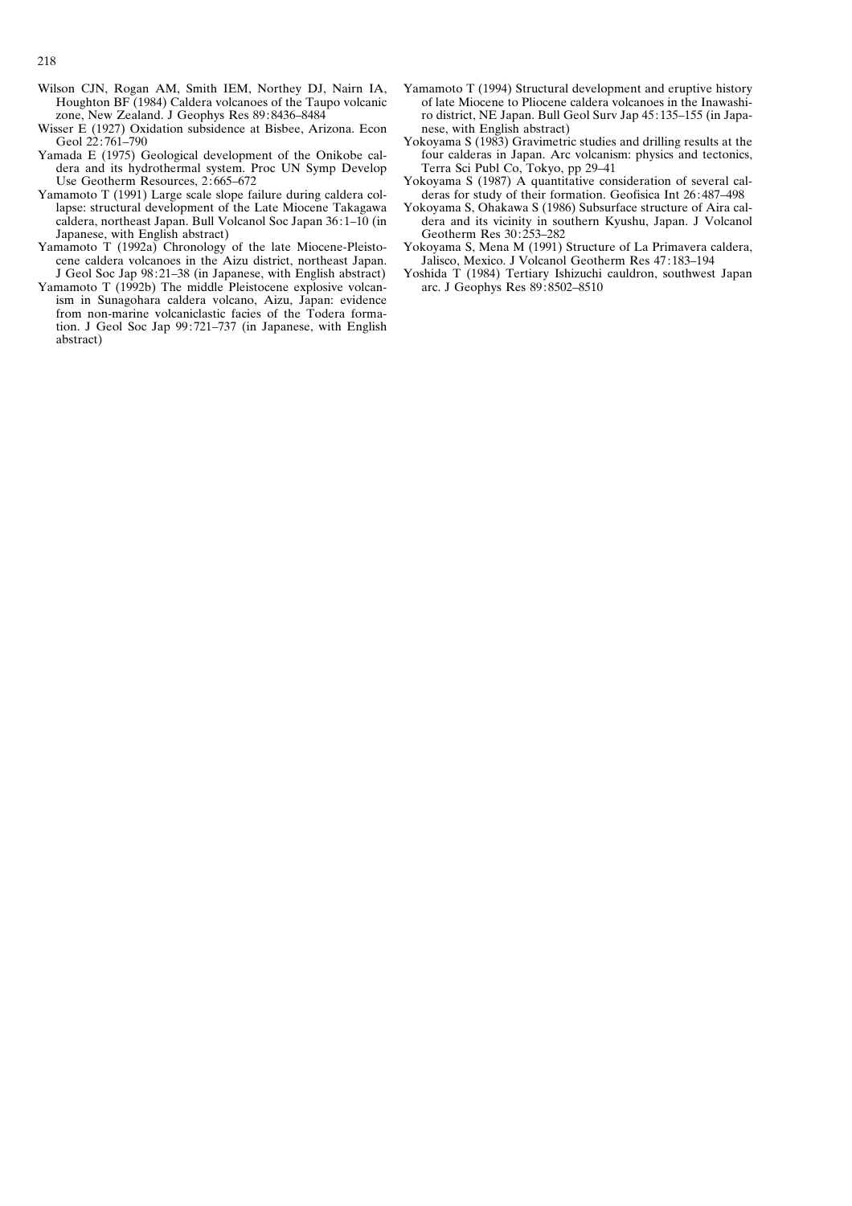Wilson CJN, Rogan AM, Smith IEM, Northey DJ, Nairn IA, Houghton BF (1984) Caldera volcanoes of the Taupo volcanic zone, New Zealand. J Geophys Res 89:8436–8484

Wisser E (1927) Oxidation subsidence at Bisbee, Arizona. Econ Geol 22:761–790

Yamada E (1975) Geological development of the Onikobe caldera and its hydrothermal system. Proc UN Symp Develop Use Geotherm Resources, 2:665–672

Yamamoto T (1991) Large scale slope failure during caldera collapse: structural development of the Late Miocene Takagawa caldera, northeast Japan. Bull Volcanol Soc Japan 36:1–10 (in Japanese, with English abstract)

Yamamoto T (1992a) Chronology of the late Miocene-Pleistocene caldera volcanoes in the Aizu district, northeast Japan. J Geol Soc Jap 98:21–38 (in Japanese, with English abstract)

Yamamoto T (1992b) The middle Pleistocene explosive volcanism in Sunagohara caldera volcano, Aizu, Japan: evidence from non-marine volcaniclastic facies of the Todera formation. J Geol Soc Jap 99:721–737 (in Japanese, with English abstract)

Yamamoto T (1994) Structural development and eruptive history of late Miocene to Pliocene caldera volcanoes in the Inawashiro district, NE Japan. Bull Geol Surv Jap 45:135–155 (in Japanese, with English abstract)

Yokoyama S (1983) Gravimetric studies and drilling results at the four calderas in Japan. Arc volcanism: physics and tectonics, Terra Sci Publ Co, Tokyo, pp 29–41

Yokoyama S (1987) A quantitative consideration of several calderas for study of their formation. Geofisica Int 26:487–498

Yokoyama S, Ohakawa S (1986) Subsurface structure of Aira caldera and its vicinity in southern Kyushu, Japan. J Volcanol Geotherm Res 30:253–282

Yokoyama S, Mena M (1991) Structure of La Primavera caldera, Jalisco, Mexico. J Volcanol Geotherm Res 47:183–194

Yoshida T (1984) Tertiary Ishizuchi cauldron, southwest Japan arc. J Geophys Res 89:8502–8510